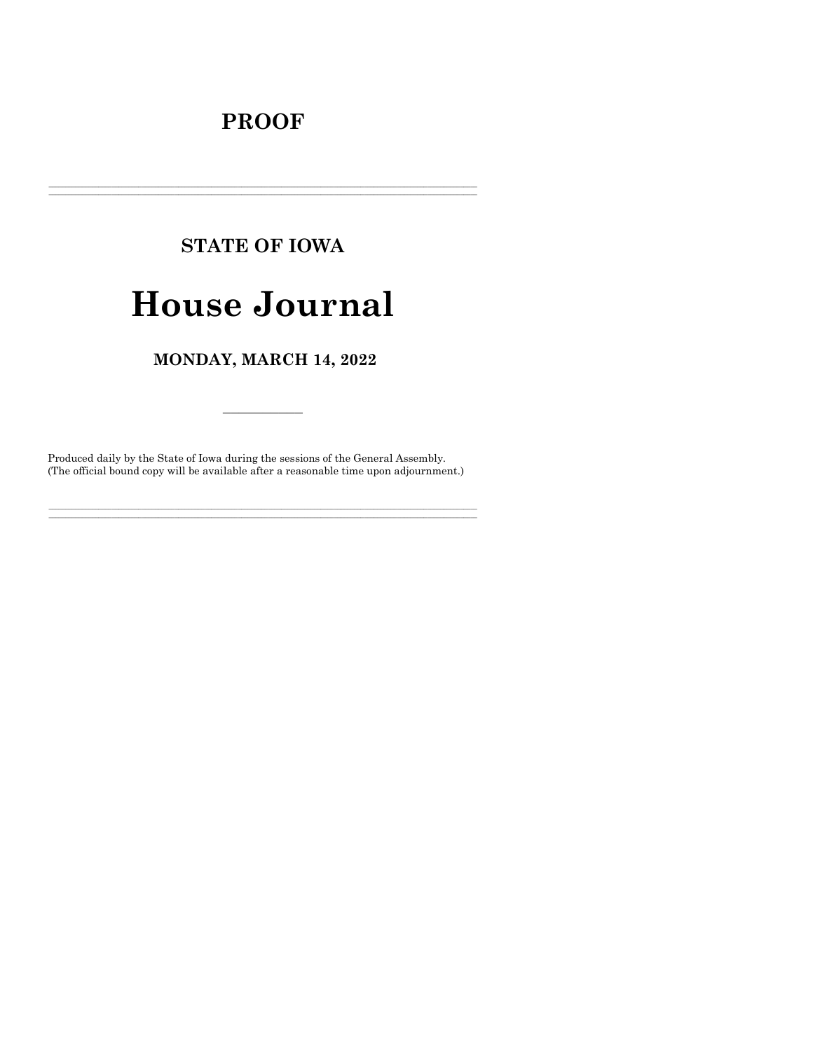# PROOF

---

## STATE OF IOWA

# House Journal

## MONDAY, MARCH 14, 2022

---

Produced daily by the State of Iowa during the sessions of the General Assembly.
(The official bound copy will be available after a reasonable time upon adjournment.)

---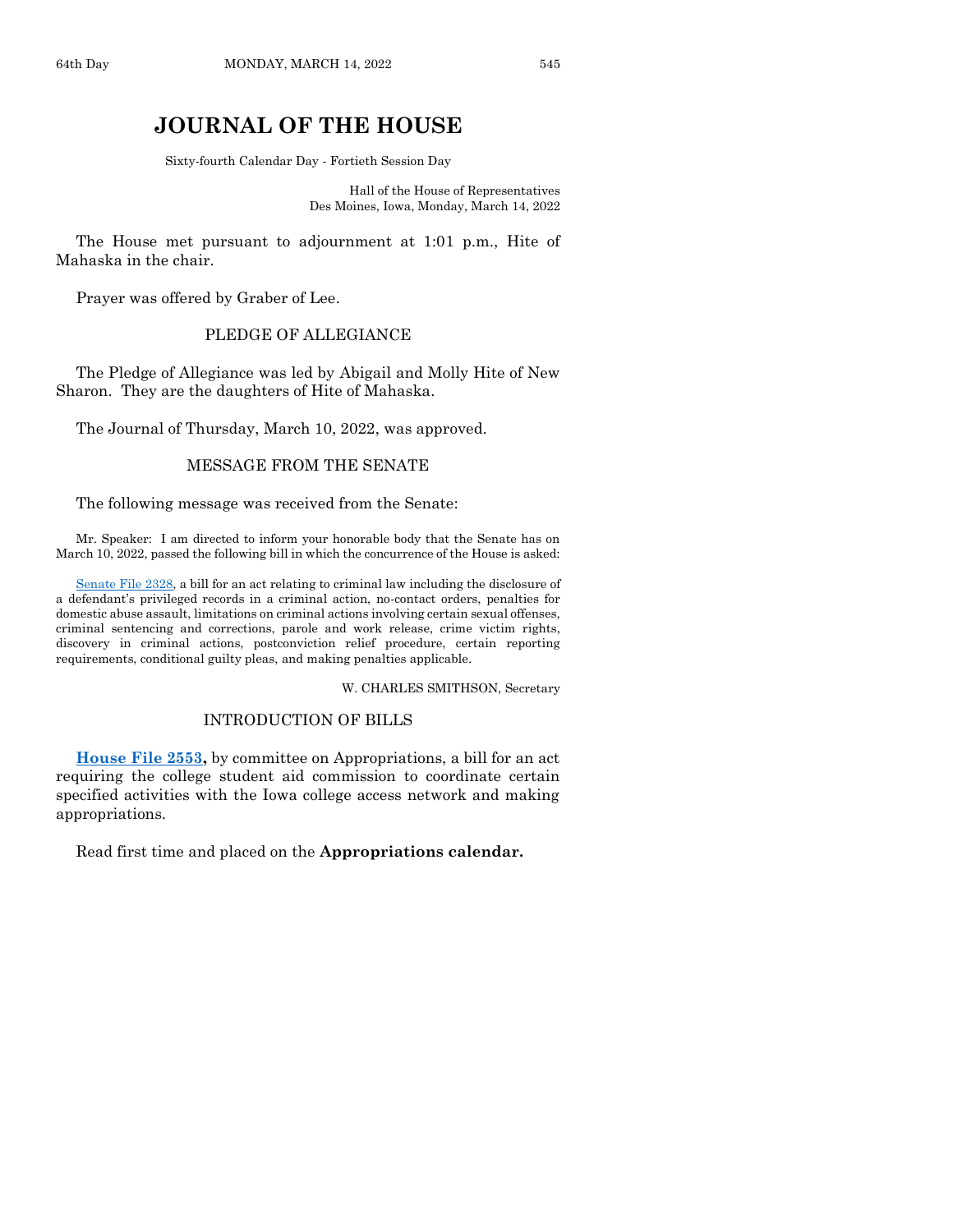# JOURNAL OF THE HOUSE

Sixty-fourth Calendar Day - Fortieth Session Day

Hall of the House of Representatives
Des Moines, Iowa, Monday, March 14, 2022

The House met pursuant to adjournment at 1:01 p.m., Hite of Mahaska in the chair.

Prayer was offered by Graber of Lee.

## PLEDGE OF ALLEGIANCE

The Pledge of Allegiance was led by Abigail and Molly Hite of New Sharon. They are the daughters of Hite of Mahaska.

The Journal of Thursday, March 10, 2022, was approved.

## MESSAGE FROM THE SENATE

The following message was received from the Senate:

Mr. Speaker: I am directed to inform your honorable body that the Senate has on March 10, 2022, passed the following bill in which the concurrence of the House is asked:

Senate File 2328, a bill for an act relating to criminal law including the disclosure of a defendant's privileged records in a criminal action, no-contact orders, penalties for domestic abuse assault, limitations on criminal actions involving certain sexual offenses, criminal sentencing and corrections, parole and work release, crime victim rights, discovery in criminal actions, postconviction relief procedure, certain reporting requirements, conditional guilty pleas, and making penalties applicable.

W. CHARLES SMITHSON, Secretary

## INTRODUCTION OF BILLS

**House File 2553,** by committee on Appropriations, a bill for an act requiring the college student aid commission to coordinate certain specified activities with the Iowa college access network and making appropriations.

Read first time and placed on the **Appropriations calendar.**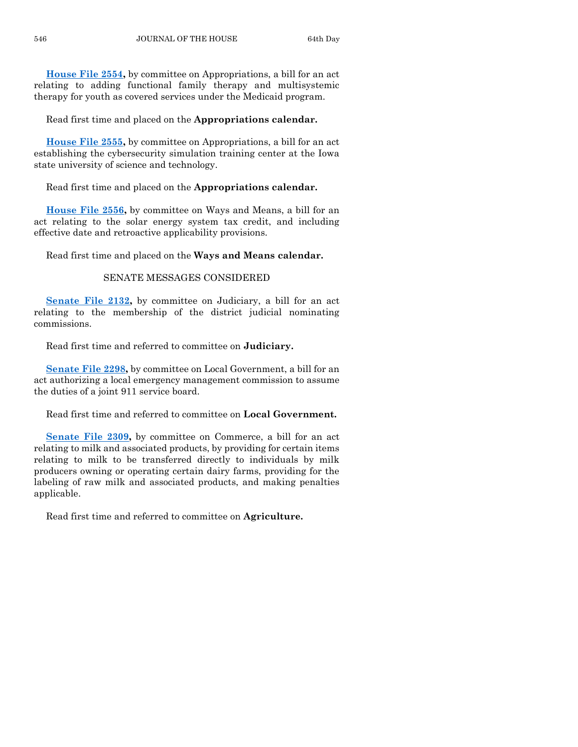**House File 2554,** by committee on Appropriations, a bill for an act relating to adding functional family therapy and multisystemic therapy for youth as covered services under the Medicaid program.

Read first time and placed on the **Appropriations calendar.**

**House File 2555,** by committee on Appropriations, a bill for an act establishing the cybersecurity simulation training center at the Iowa state university of science and technology.

Read first time and placed on the **Appropriations calendar.**

**House File 2556,** by committee on Ways and Means, a bill for an act relating to the solar energy system tax credit, and including effective date and retroactive applicability provisions.

Read first time and placed on the **Ways and Means calendar.**

## SENATE MESSAGES CONSIDERED

**Senate File 2132,** by committee on Judiciary, a bill for an act relating to the membership of the district judicial nominating commissions.

Read first time and referred to committee on **Judiciary.**

**Senate File 2298,** by committee on Local Government, a bill for an act authorizing a local emergency management commission to assume the duties of a joint 911 service board.

Read first time and referred to committee on **Local Government.**

**Senate File 2309,** by committee on Commerce, a bill for an act relating to milk and associated products, by providing for certain items relating to milk to be transferred directly to individuals by milk producers owning or operating certain dairy farms, providing for the labeling of raw milk and associated products, and making penalties applicable.

Read first time and referred to committee on **Agriculture.**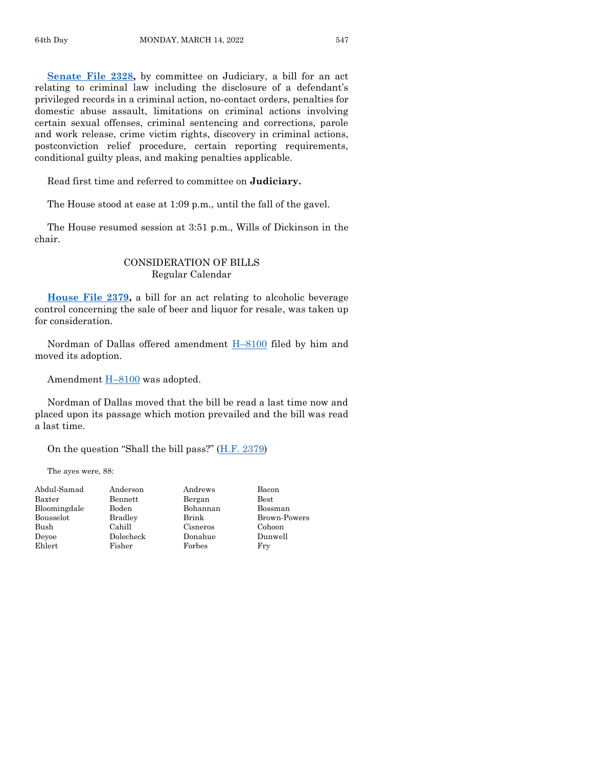**Senate File 2328,** by committee on Judiciary, a bill for an act relating to criminal law including the disclosure of a defendant's privileged records in a criminal action, no-contact orders, penalties for domestic abuse assault, limitations on criminal actions involving certain sexual offenses, criminal sentencing and corrections, parole and work release, crime victim rights, discovery in criminal actions, postconviction relief procedure, certain reporting requirements, conditional guilty pleas, and making penalties applicable.

Read first time and referred to committee on **Judiciary.**

The House stood at ease at 1:09 p.m., until the fall of the gavel.

The House resumed session at 3:51 p.m., Wills of Dickinson in the chair.

## CONSIDERATION OF BILLS
### Regular Calendar

**House File 2379,** a bill for an act relating to alcoholic beverage control concerning the sale of beer and liquor for resale, was taken up for consideration.

Nordman of Dallas offered amendment H–8100 filed by him and moved its adoption.

Amendment H–8100 was adopted.

Nordman of Dallas moved that the bill be read a last time now and placed upon its passage which motion prevailed and the bill was read a last time.

On the question "Shall the bill pass?" (H.F. 2379)

The ayes were, 88:

| | | | |
|---|---|---|---|
| Abdul-Samad | Anderson | Andrews | Bacon |
| Baxter | Bennett | Bergan | Best |
| Bloomingdale | Boden | Bohannan | Bossman |
| Bousselot | Bradley | Brink | Brown-Powers |
| Bush | Cahill | Cisneros | Cohoon |
| Deyoe | Dolecheck | Donahue | Dunwell |
| Ehlert | Fisher | Forbes | Fry |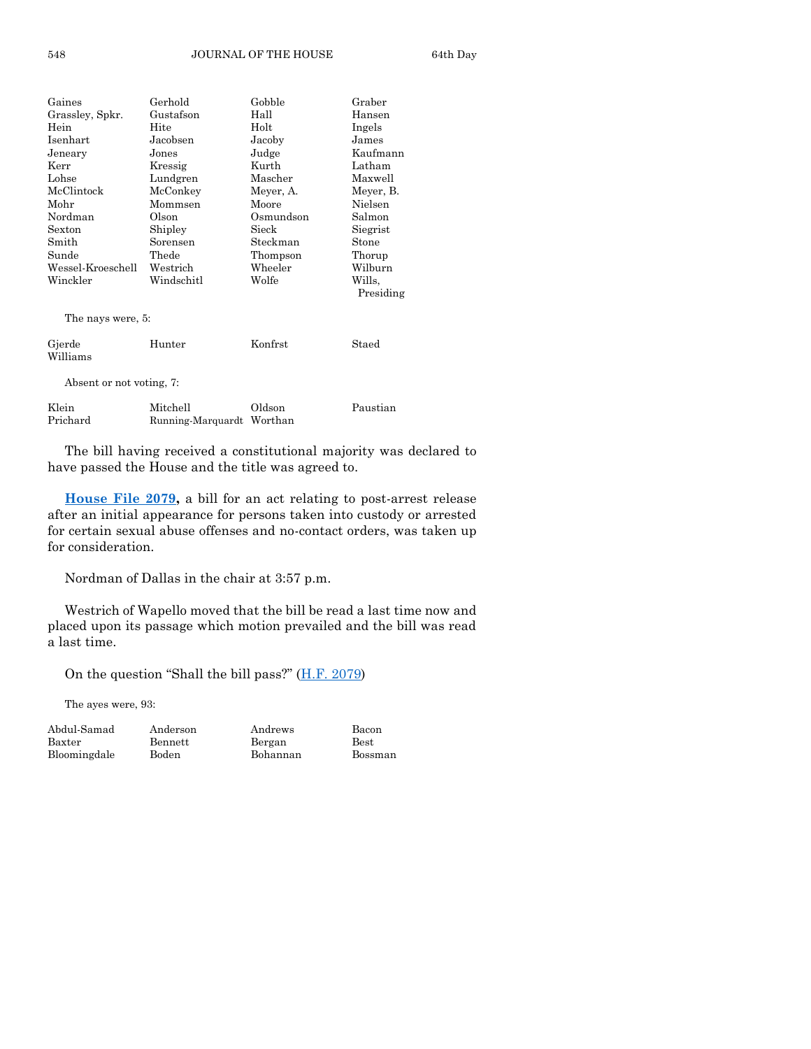| | | | |
|---|---|---|---|
| Gaines | Gerhold | Gobble | Graber |
| Grassley, Spkr. | Gustafson | Hall | Hansen |
| Hein | Hite | Holt | Ingels |
| Isenhart | Jacobsen | Jacoby | James |
| Jeneary | Jones | Judge | Kaufmann |
| Kerr | Kressig | Kurth | Latham |
| Lohse | Lundgren | Mascher | Maxwell |
| McClintock | McConkey | Meyer, A. | Meyer, B. |
| Mohr | Mommsen | Moore | Nielsen |
| Nordman | Olson | Osmundson | Salmon |
| Sexton | Shipley | Sieck | Siegrist |
| Smith | Sorensen | Steckman | Stone |
| Sunde | Thede | Thompson | Thorup |
| Wessel-Kroeschell | Westrich | Wheeler | Wilburn |
| Winckler | Windschitl | Wolfe | Wills, Presiding |

The nays were, 5:

| | | | |
|---|---|---|---|
| Gjerde | Hunter | Konfrst | Staed |
| Williams | | | |

Absent or not voting, 7:

| | | | |
|---|---|---|---|
| Klein | Mitchell | Oldson | Paustian |
| Prichard | Running-Marquardt | Worthan | |

The bill having received a constitutional majority was declared to have passed the House and the title was agreed to.

**House File 2079,** a bill for an act relating to post-arrest release after an initial appearance for persons taken into custody or arrested for certain sexual abuse offenses and no-contact orders, was taken up for consideration.

Nordman of Dallas in the chair at 3:57 p.m.

Westrich of Wapello moved that the bill be read a last time now and placed upon its passage which motion prevailed and the bill was read a last time.

On the question "Shall the bill pass?" (H.F. 2079)

The ayes were, 93:

| | | | |
|---|---|---|---|
| Abdul-Samad | Anderson | Andrews | Bacon |
| Baxter | Bennett | Bergan | Best |
| Bloomingdale | Boden | Bohannan | Bossman |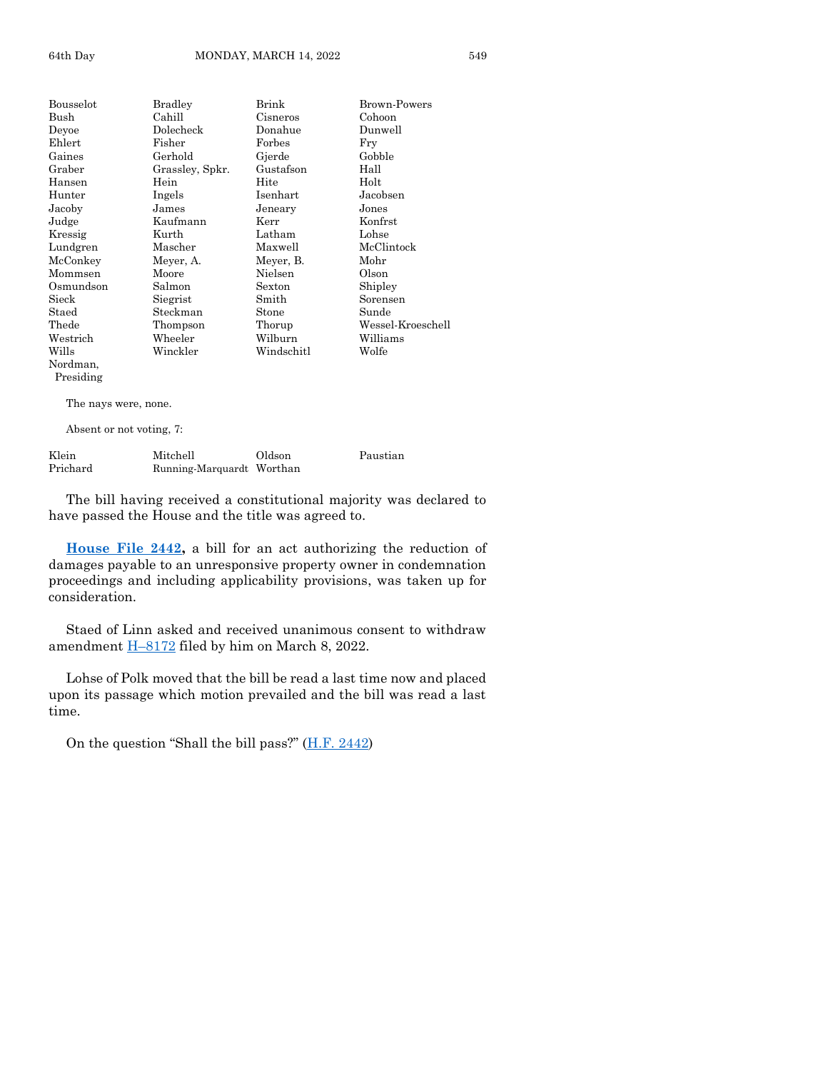| | | | |
|---|---|---|---|
| Bousselot | Bradley | Brink | Brown-Powers |
| Bush | Cahill | Cisneros | Cohoon |
| Deyoe | Dolecheck | Donahue | Dunwell |
| Ehlert | Fisher | Forbes | Fry |
| Gaines | Gerhold | Gjerde | Gobble |
| Graber | Grassley, Spkr. | Gustafson | Hall |
| Hansen | Hein | Hite | Holt |
| Hunter | Ingels | Isenhart | Jacobsen |
| Jacoby | James | Jeneary | Jones |
| Judge | Kaufmann | Kerr | Konfrst |
| Kressig | Kurth | Latham | Lohse |
| Lundgren | Mascher | Maxwell | McClintock |
| McConkey | Meyer, A. | Meyer, B. | Mohr |
| Mommsen | Moore | Nielsen | Olson |
| Osmundson | Salmon | Sexton | Shipley |
| Sieck | Siegrist | Smith | Sorensen |
| Staed | Steckman | Stone | Sunde |
| Thede | Thompson | Thorup | Wessel-Kroeschell |
| Westrich | Wheeler | Wilburn | Williams |
| Wills | Winckler | Windschitl | Wolfe |
| Nordman, Presiding | | | |

The nays were, none.

Absent or not voting, 7:

| | | | |
|---|---|---|---|
| Klein | Mitchell | Oldson | Paustian |
| Prichard | Running-Marquardt | Worthan | |

The bill having received a constitutional majority was declared to have passed the House and the title was agreed to.

**House File 2442,** a bill for an act authorizing the reduction of damages payable to an unresponsive property owner in condemnation proceedings and including applicability provisions, was taken up for consideration.

Staed of Linn asked and received unanimous consent to withdraw amendment H–8172 filed by him on March 8, 2022.

Lohse of Polk moved that the bill be read a last time now and placed upon its passage which motion prevailed and the bill was read a last time.

On the question "Shall the bill pass?" (H.F. 2442)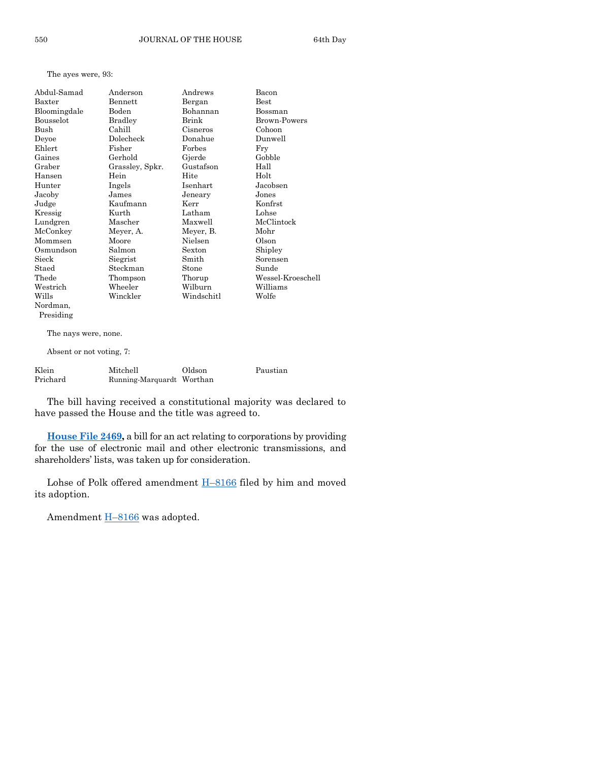The ayes were, 93:

| | | | |
|---|---|---|---|
| Abdul-Samad | Anderson | Andrews | Bacon |
| Baxter | Bennett | Bergan | Best |
| Bloomingdale | Boden | Bohannan | Bossman |
| Bousselot | Bradley | Brink | Brown-Powers |
| Bush | Cahill | Cisneros | Cohoon |
| Deyoe | Dolecheck | Donahue | Dunwell |
| Ehlert | Fisher | Forbes | Fry |
| Gaines | Gerhold | Gjerde | Gobble |
| Graber | Grassley, Spkr. | Gustafson | Hall |
| Hansen | Hein | Hite | Holt |
| Hunter | Ingels | Isenhart | Jacobsen |
| Jacoby | James | Jeneary | Jones |
| Judge | Kaufmann | Kerr | Konfrst |
| Kressig | Kurth | Latham | Lohse |
| Lundgren | Mascher | Maxwell | McClintock |
| McConkey | Meyer, A. | Meyer, B. | Mohr |
| Mommsen | Moore | Nielsen | Olson |
| Osmundson | Salmon | Sexton | Shipley |
| Sieck | Siegrist | Smith | Sorensen |
| Staed | Steckman | Stone | Sunde |
| Thede | Thompson | Thorup | Wessel-Kroeschell |
| Westrich | Wheeler | Wilburn | Williams |
| Wills | Winckler | Windschitl | Wolfe |
| Nordman, Presiding | | | |

The nays were, none.

Absent or not voting, 7:

| | | | |
|---|---|---|---|
| Klein | Mitchell | Oldson | Paustian |
| Prichard | Running-Marquardt | Worthan | |

The bill having received a constitutional majority was declared to have passed the House and the title was agreed to.

**House File 2469,** a bill for an act relating to corporations by providing for the use of electronic mail and other electronic transmissions, and shareholders' lists, was taken up for consideration.

Lohse of Polk offered amendment H–8166 filed by him and moved its adoption.

Amendment H–8166 was adopted.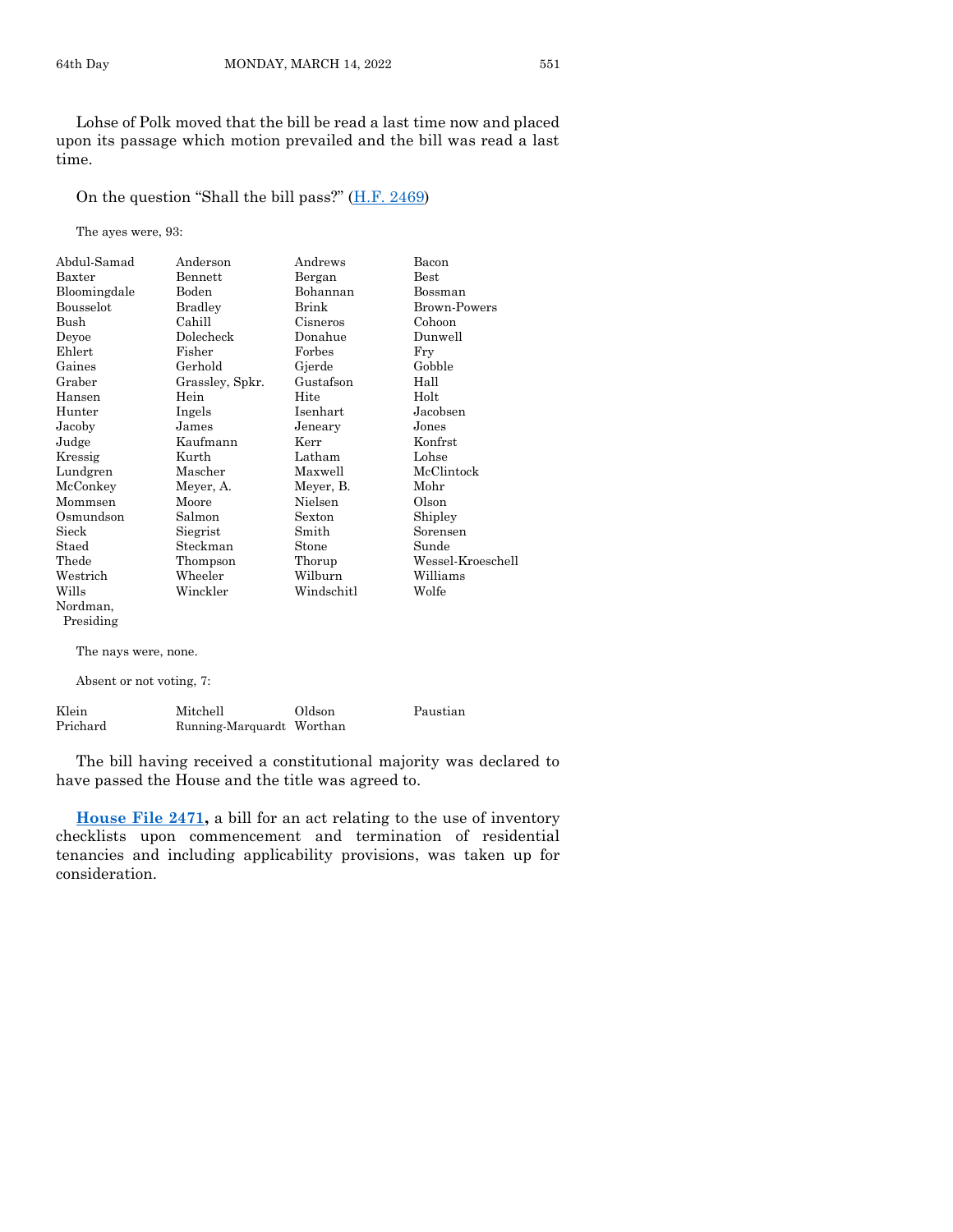Lohse of Polk moved that the bill be read a last time now and placed upon its passage which motion prevailed and the bill was read a last time.

On the question "Shall the bill pass?" (H.F. 2469)

The ayes were, 93:

| | | | |
|---|---|---|---|
| Abdul-Samad | Anderson | Andrews | Bacon |
| Baxter | Bennett | Bergan | Best |
| Bloomingdale | Boden | Bohannan | Bossman |
| Bousselot | Bradley | Brink | Brown-Powers |
| Bush | Cahill | Cisneros | Cohoon |
| Deyoe | Dolecheck | Donahue | Dunwell |
| Ehlert | Fisher | Forbes | Fry |
| Gaines | Gerhold | Gjerde | Gobble |
| Graber | Grassley, Spkr. | Gustafson | Hall |
| Hansen | Hein | Hite | Holt |
| Hunter | Ingels | Isenhart | Jacobsen |
| Jacoby | James | Jeneary | Jones |
| Judge | Kaufmann | Kerr | Konfrst |
| Kressig | Kurth | Latham | Lohse |
| Lundgren | Mascher | Maxwell | McClintock |
| McConkey | Meyer, A. | Meyer, B. | Mohr |
| Mommsen | Moore | Nielsen | Olson |
| Osmundson | Salmon | Sexton | Shipley |
| Sieck | Siegrist | Smith | Sorensen |
| Staed | Steckman | Stone | Sunde |
| Thede | Thompson | Thorup | Wessel-Kroeschell |
| Westrich | Wheeler | Wilburn | Williams |
| Wills | Winckler | Windschitl | Wolfe |
| Nordman, Presiding | | | |

The nays were, none.

Absent or not voting, 7:

| | | | |
|---|---|---|---|
| Klein | Mitchell | Oldson | Paustian |
| Prichard | Running-Marquardt | Worthan | |

The bill having received a constitutional majority was declared to have passed the House and the title was agreed to.

**House File 2471,** a bill for an act relating to the use of inventory checklists upon commencement and termination of residential tenancies and including applicability provisions, was taken up for consideration.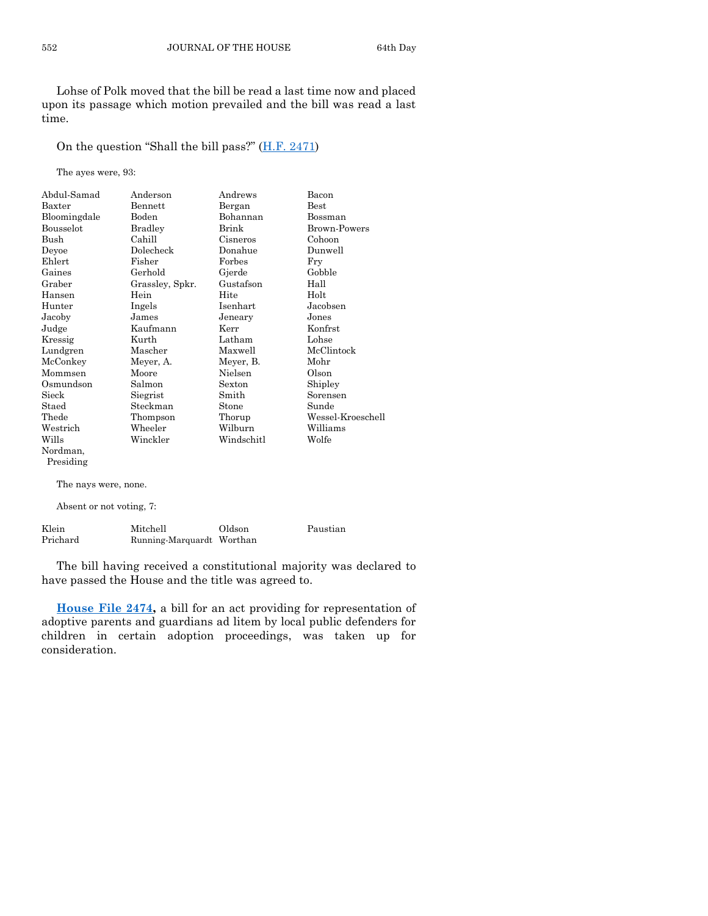Lohse of Polk moved that the bill be read a last time now and placed upon its passage which motion prevailed and the bill was read a last time.

On the question "Shall the bill pass?" (H.F. 2471)

The ayes were, 93:

| | | | |
|---|---|---|---|
| Abdul-Samad | Anderson | Andrews | Bacon |
| Baxter | Bennett | Bergan | Best |
| Bloomingdale | Boden | Bohannan | Bossman |
| Bousselot | Bradley | Brink | Brown-Powers |
| Bush | Cahill | Cisneros | Cohoon |
| Deyoe | Dolecheck | Donahue | Dunwell |
| Ehlert | Fisher | Forbes | Fry |
| Gaines | Gerhold | Gjerde | Gobble |
| Graber | Grassley, Spkr. | Gustafson | Hall |
| Hansen | Hein | Hite | Holt |
| Hunter | Ingels | Isenhart | Jacobsen |
| Jacoby | James | Jeneary | Jones |
| Judge | Kaufmann | Kerr | Konfrst |
| Kressig | Kurth | Latham | Lohse |
| Lundgren | Mascher | Maxwell | McClintock |
| McConkey | Meyer, A. | Meyer, B. | Mohr |
| Mommsen | Moore | Nielsen | Olson |
| Osmundson | Salmon | Sexton | Shipley |
| Sieck | Siegrist | Smith | Sorensen |
| Staed | Steckman | Stone | Sunde |
| Thede | Thompson | Thorup | Wessel-Kroeschell |
| Westrich | Wheeler | Wilburn | Williams |
| Wills | Winckler | Windschitl | Wolfe |
| Nordman, Presiding | | | |

The nays were, none.

Absent or not voting, 7:

| | | | |
|---|---|---|---|
| Klein | Mitchell | Oldson | Paustian |
| Prichard | Running-Marquardt | Worthan | |

The bill having received a constitutional majority was declared to have passed the House and the title was agreed to.

**House File 2474,** a bill for an act providing for representation of adoptive parents and guardians ad litem by local public defenders for children in certain adoption proceedings, was taken up for consideration.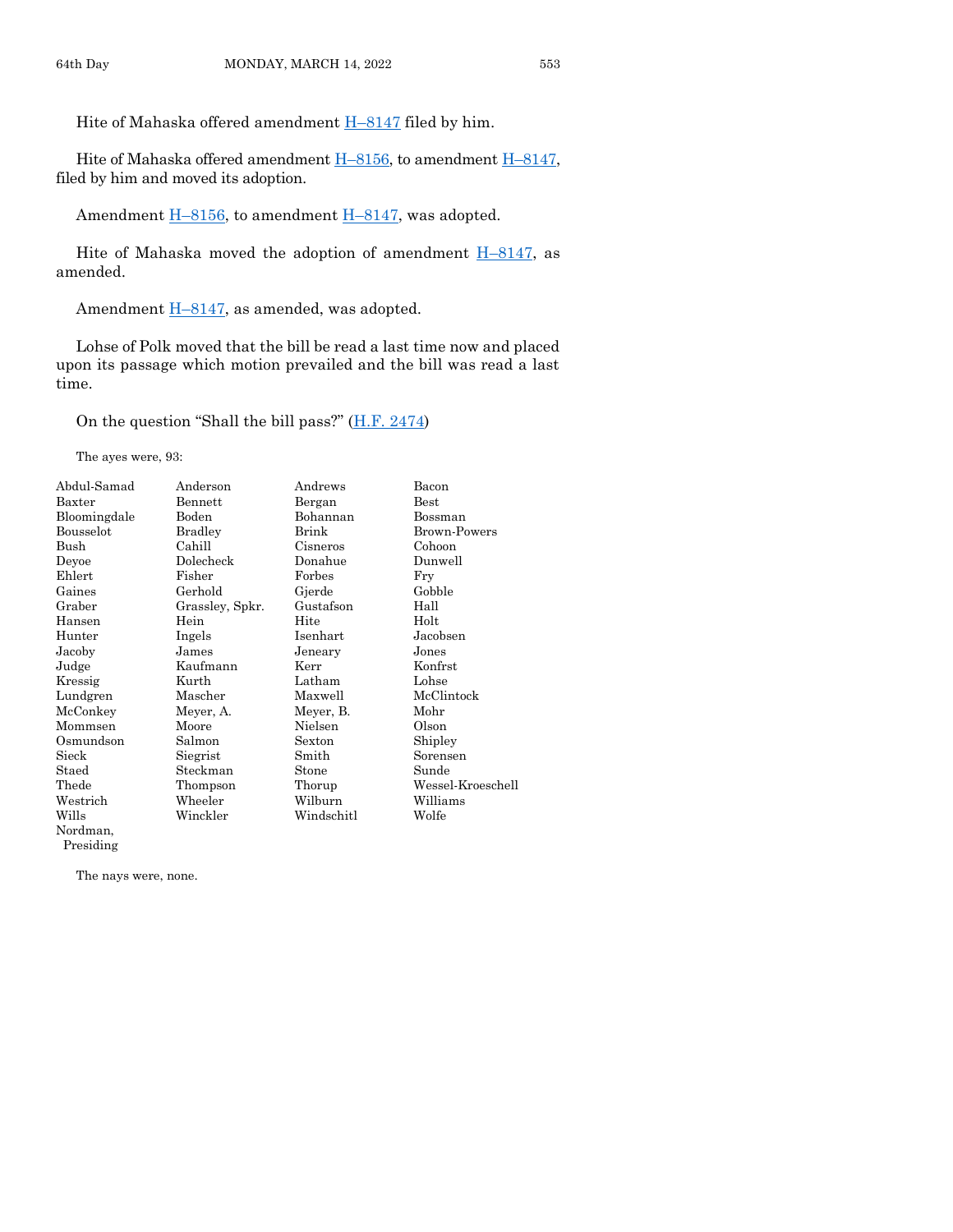Hite of Mahaska offered amendment H–8147 filed by him.

Hite of Mahaska offered amendment H–8156, to amendment H–8147, filed by him and moved its adoption.

Amendment H–8156, to amendment H–8147, was adopted.

Hite of Mahaska moved the adoption of amendment H–8147, as amended.

Amendment H–8147, as amended, was adopted.

Lohse of Polk moved that the bill be read a last time now and placed upon its passage which motion prevailed and the bill was read a last time.

On the question "Shall the bill pass?" (H.F. 2474)

The ayes were, 93:

| | | | |
|---|---|---|---|
| Abdul-Samad | Anderson | Andrews | Bacon |
| Baxter | Bennett | Bergan | Best |
| Bloomingdale | Boden | Bohannan | Bossman |
| Bousselot | Bradley | Brink | Brown-Powers |
| Bush | Cahill | Cisneros | Cohoon |
| Deyoe | Dolecheck | Donahue | Dunwell |
| Ehlert | Fisher | Forbes | Fry |
| Gaines | Gerhold | Gjerde | Gobble |
| Graber | Grassley, Spkr. | Gustafson | Hall |
| Hansen | Hein | Hite | Holt |
| Hunter | Ingels | Isenhart | Jacobsen |
| Jacoby | James | Jeneary | Jones |
| Judge | Kaufmann | Kerr | Konfrst |
| Kressig | Kurth | Latham | Lohse |
| Lundgren | Mascher | Maxwell | McClintock |
| McConkey | Meyer, A. | Meyer, B. | Mohr |
| Mommsen | Moore | Nielsen | Olson |
| Osmundson | Salmon | Sexton | Shipley |
| Sieck | Siegrist | Smith | Sorensen |
| Staed | Steckman | Stone | Sunde |
| Thede | Thompson | Thorup | Wessel-Kroeschell |
| Westrich | Wheeler | Wilburn | Williams |
| Wills | Winckler | Windschitl | Wolfe |
| Nordman, Presiding | | | |

The nays were, none.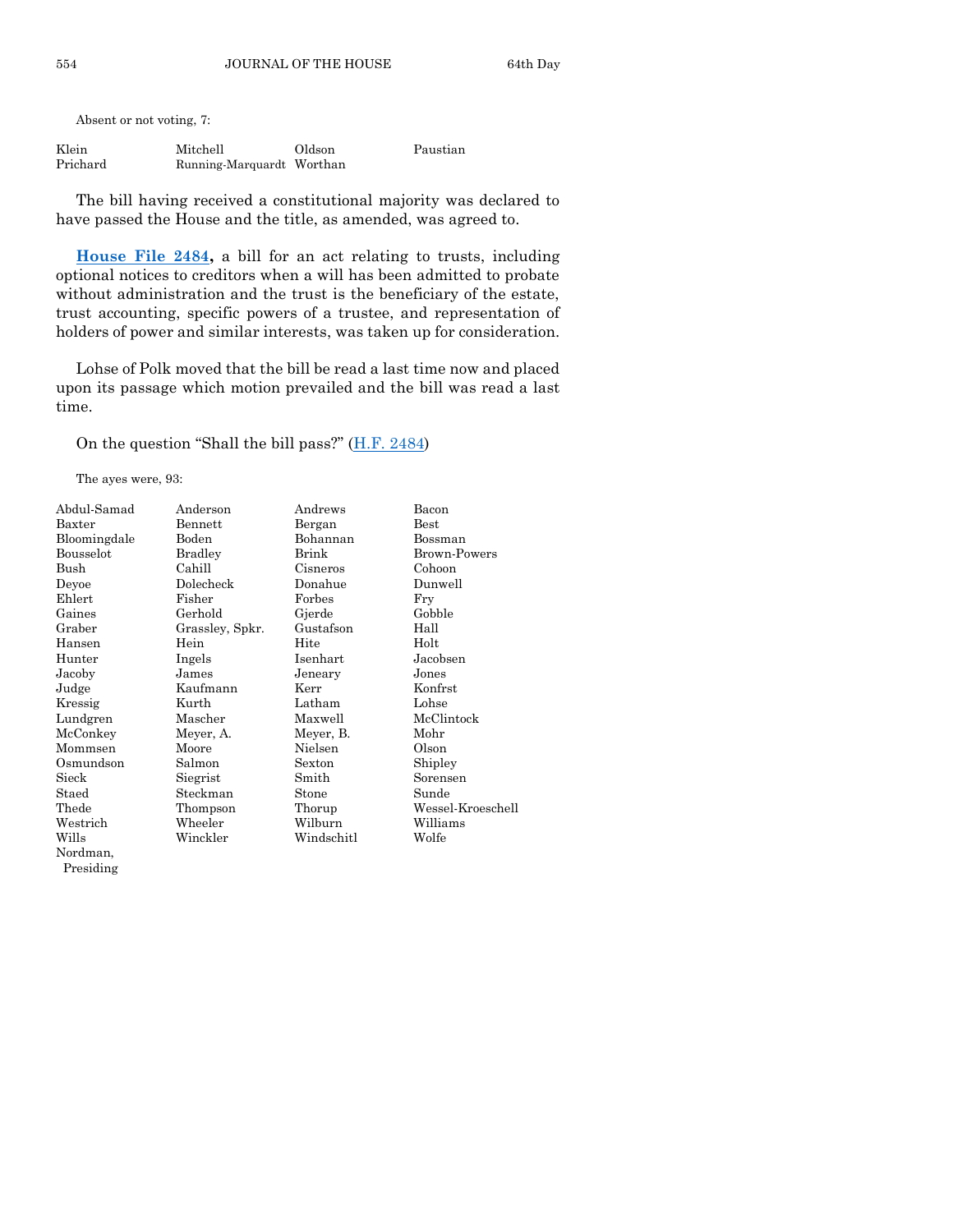Absent or not voting, 7:

| | | | |
|---|---|---|---|
| Klein | Mitchell | Oldson | Paustian |
| Prichard | Running-Marquardt | Worthan | |

The bill having received a constitutional majority was declared to have passed the House and the title, as amended, was agreed to.

**House File 2484,** a bill for an act relating to trusts, including optional notices to creditors when a will has been admitted to probate without administration and the trust is the beneficiary of the estate, trust accounting, specific powers of a trustee, and representation of holders of power and similar interests, was taken up for consideration.

Lohse of Polk moved that the bill be read a last time now and placed upon its passage which motion prevailed and the bill was read a last time.

On the question "Shall the bill pass?" (H.F. 2484)

The ayes were, 93:

| | | | |
|---|---|---|---|
| Abdul-Samad | Anderson | Andrews | Bacon |
| Baxter | Bennett | Bergan | Best |
| Bloomingdale | Boden | Bohannan | Bossman |
| Bousselot | Bradley | Brink | Brown-Powers |
| Bush | Cahill | Cisneros | Cohoon |
| Deyoe | Dolecheck | Donahue | Dunwell |
| Ehlert | Fisher | Forbes | Fry |
| Gaines | Gerhold | Gjerde | Gobble |
| Graber | Grassley, Spkr. | Gustafson | Hall |
| Hansen | Hein | Hite | Holt |
| Hunter | Ingels | Isenhart | Jacobsen |
| Jacoby | James | Jeneary | Jones |
| Judge | Kaufmann | Kerr | Konfrst |
| Kressig | Kurth | Latham | Lohse |
| Lundgren | Mascher | Maxwell | McClintock |
| McConkey | Meyer, A. | Meyer, B. | Mohr |
| Mommsen | Moore | Nielsen | Olson |
| Osmundson | Salmon | Sexton | Shipley |
| Sieck | Siegrist | Smith | Sorensen |
| Staed | Steckman | Stone | Sunde |
| Thede | Thompson | Thorup | Wessel-Kroeschell |
| Westrich | Wheeler | Wilburn | Williams |
| Wills | Winckler | Windschitl | Wolfe |
| Nordman, Presiding | | | |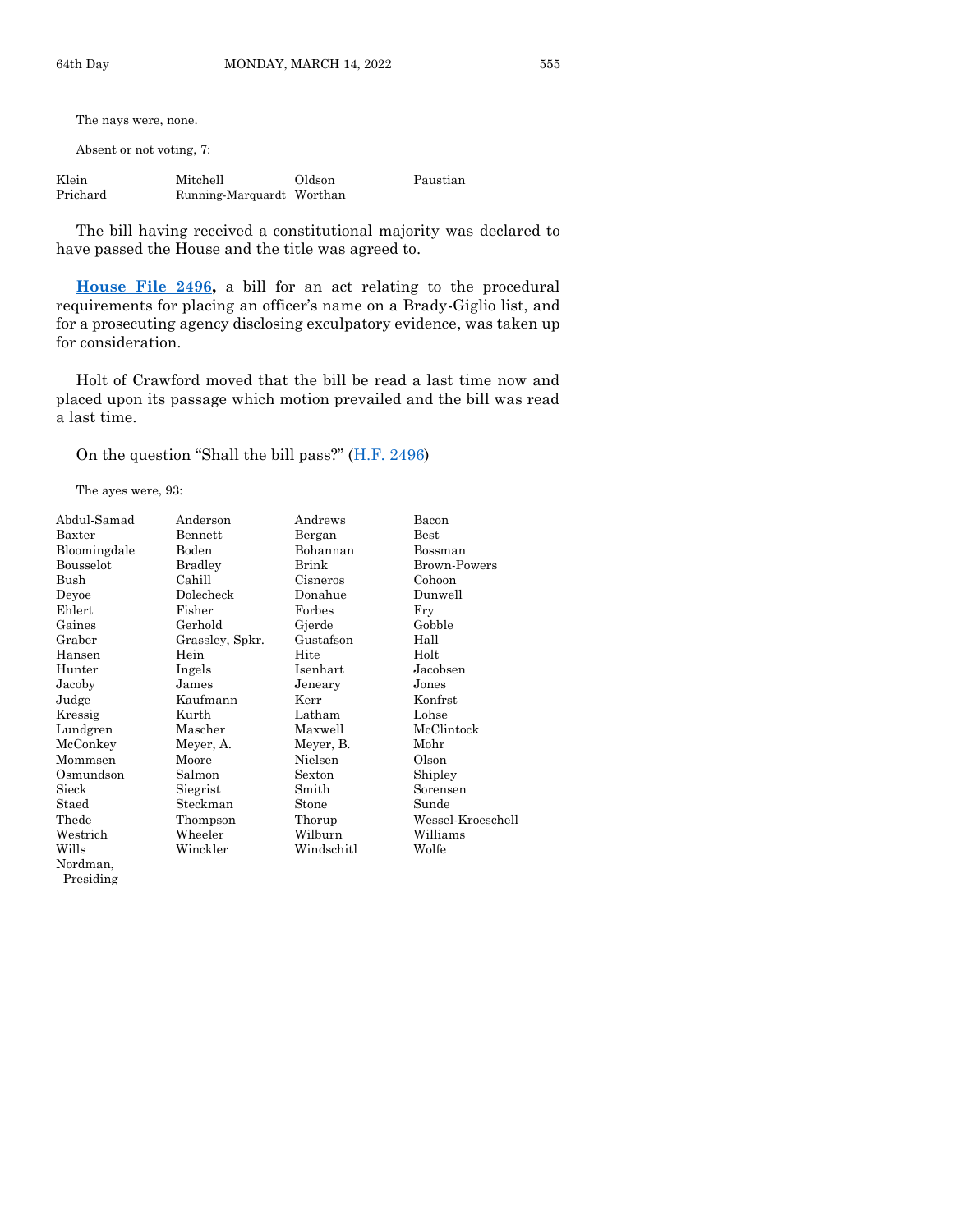The nays were, none.

Absent or not voting, 7:

| | | | |
|---|---|---|---|
| Klein | Mitchell | Oldson | Paustian |
| Prichard | Running-Marquardt | Worthan | |

The bill having received a constitutional majority was declared to have passed the House and the title was agreed to.

**House File 2496,** a bill for an act relating to the procedural requirements for placing an officer's name on a Brady-Giglio list, and for a prosecuting agency disclosing exculpatory evidence, was taken up for consideration.

Holt of Crawford moved that the bill be read a last time now and placed upon its passage which motion prevailed and the bill was read a last time.

On the question "Shall the bill pass?" (H.F. 2496)

The ayes were, 93:

| | | | |
|---|---|---|---|
| Abdul-Samad | Anderson | Andrews | Bacon |
| Baxter | Bennett | Bergan | Best |
| Bloomingdale | Boden | Bohannan | Bossman |
| Bousselot | Bradley | Brink | Brown-Powers |
| Bush | Cahill | Cisneros | Cohoon |
| Deyoe | Dolecheck | Donahue | Dunwell |
| Ehlert | Fisher | Forbes | Fry |
| Gaines | Gerhold | Gjerde | Gobble |
| Graber | Grassley, Spkr. | Gustafson | Hall |
| Hansen | Hein | Hite | Holt |
| Hunter | Ingels | Isenhart | Jacobsen |
| Jacoby | James | Jeneary | Jones |
| Judge | Kaufmann | Kerr | Konfrst |
| Kressig | Kurth | Latham | Lohse |
| Lundgren | Mascher | Maxwell | McClintock |
| McConkey | Meyer, A. | Meyer, B. | Mohr |
| Mommsen | Moore | Nielsen | Olson |
| Osmundson | Salmon | Sexton | Shipley |
| Sieck | Siegrist | Smith | Sorensen |
| Staed | Steckman | Stone | Sunde |
| Thede | Thompson | Thorup | Wessel-Kroeschell |
| Westrich | Wheeler | Wilburn | Williams |
| Wills | Winckler | Windschitl | Wolfe |
| Nordman, Presiding | | | |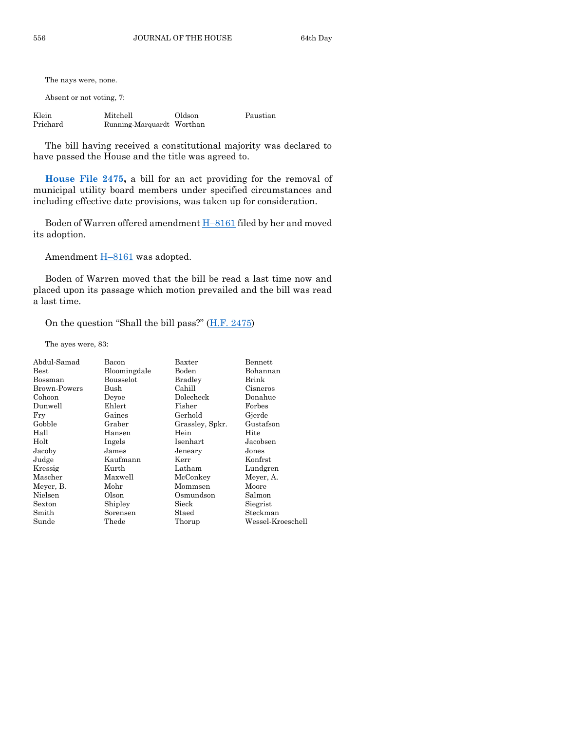The nays were, none.

Absent or not voting, 7:

| | | | |
|---|---|---|---|
| Klein | Mitchell | Oldson | Paustian |
| Prichard | Running-Marquardt | Worthan | |

The bill having received a constitutional majority was declared to have passed the House and the title was agreed to.

**House File 2475,** a bill for an act providing for the removal of municipal utility board members under specified circumstances and including effective date provisions, was taken up for consideration.

Boden of Warren offered amendment H–8161 filed by her and moved its adoption.

Amendment H–8161 was adopted.

Boden of Warren moved that the bill be read a last time now and placed upon its passage which motion prevailed and the bill was read a last time.

On the question "Shall the bill pass?" (H.F. 2475)

The ayes were, 83:

| | | | |
|---|---|---|---|
| Abdul-Samad | Bacon | Baxter | Bennett |
| Best | Bloomingdale | Boden | Bohannan |
| Bossman | Bousselot | Bradley | Brink |
| Brown-Powers | Bush | Cahill | Cisneros |
| Cohoon | Deyoe | Dolecheck | Donahue |
| Dunwell | Ehlert | Fisher | Forbes |
| Fry | Gaines | Gerhold | Gjerde |
| Gobble | Graber | Grassley, Spkr. | Gustafson |
| Hall | Hansen | Hein | Hite |
| Holt | Ingels | Isenhart | Jacobsen |
| Jacoby | James | Jeneary | Jones |
| Judge | Kaufmann | Kerr | Konfrst |
| Kressig | Kurth | Latham | Lundgren |
| Mascher | Maxwell | McConkey | Meyer, A. |
| Meyer, B. | Mohr | Mommsen | Moore |
| Nielsen | Olson | Osmundson | Salmon |
| Sexton | Shipley | Sieck | Siegrist |
| Smith | Sorensen | Staed | Steckman |
| Sunde | Thede | Thorup | Wessel-Kroeschell |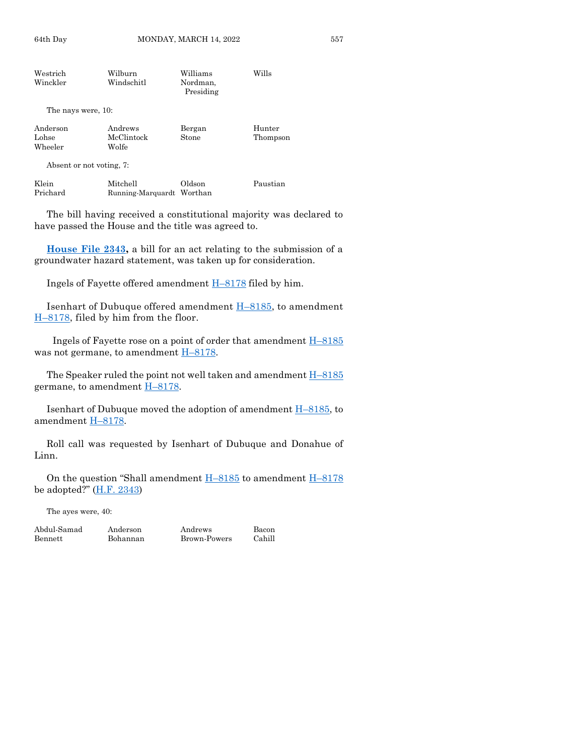| | | | |
|---|---|---|---|
| Westrich | Wilburn | Williams | Wills |
| Winckler | Windschitl | Nordman, Presiding | |

The nays were, 10:

| | | | |
|---|---|---|---|
| Anderson | Andrews | Bergan | Hunter |
| Lohse | McClintock | Stone | Thompson |
| Wheeler | Wolfe | | |

Absent or not voting, 7:

| | | | |
|---|---|---|---|
| Klein | Mitchell | Oldson | Paustian |
| Prichard | Running-Marquardt | Worthan | |

The bill having received a constitutional majority was declared to have passed the House and the title was agreed to.

**House File 2343,** a bill for an act relating to the submission of a groundwater hazard statement, was taken up for consideration.

Ingels of Fayette offered amendment H–8178 filed by him.

Isenhart of Dubuque offered amendment H–8185, to amendment H–8178, filed by him from the floor.

Ingels of Fayette rose on a point of order that amendment H–8185 was not germane, to amendment H–8178.

The Speaker ruled the point not well taken and amendment H–8185 germane, to amendment H–8178.

Isenhart of Dubuque moved the adoption of amendment H–8185, to amendment H–8178.

Roll call was requested by Isenhart of Dubuque and Donahue of Linn.

On the question "Shall amendment H–8185 to amendment H–8178 be adopted?" (H.F. 2343)

The ayes were, 40:

| | | | |
|---|---|---|---|
| Abdul-Samad | Anderson | Andrews | Bacon |
| Bennett | Bohannan | Brown-Powers | Cahill |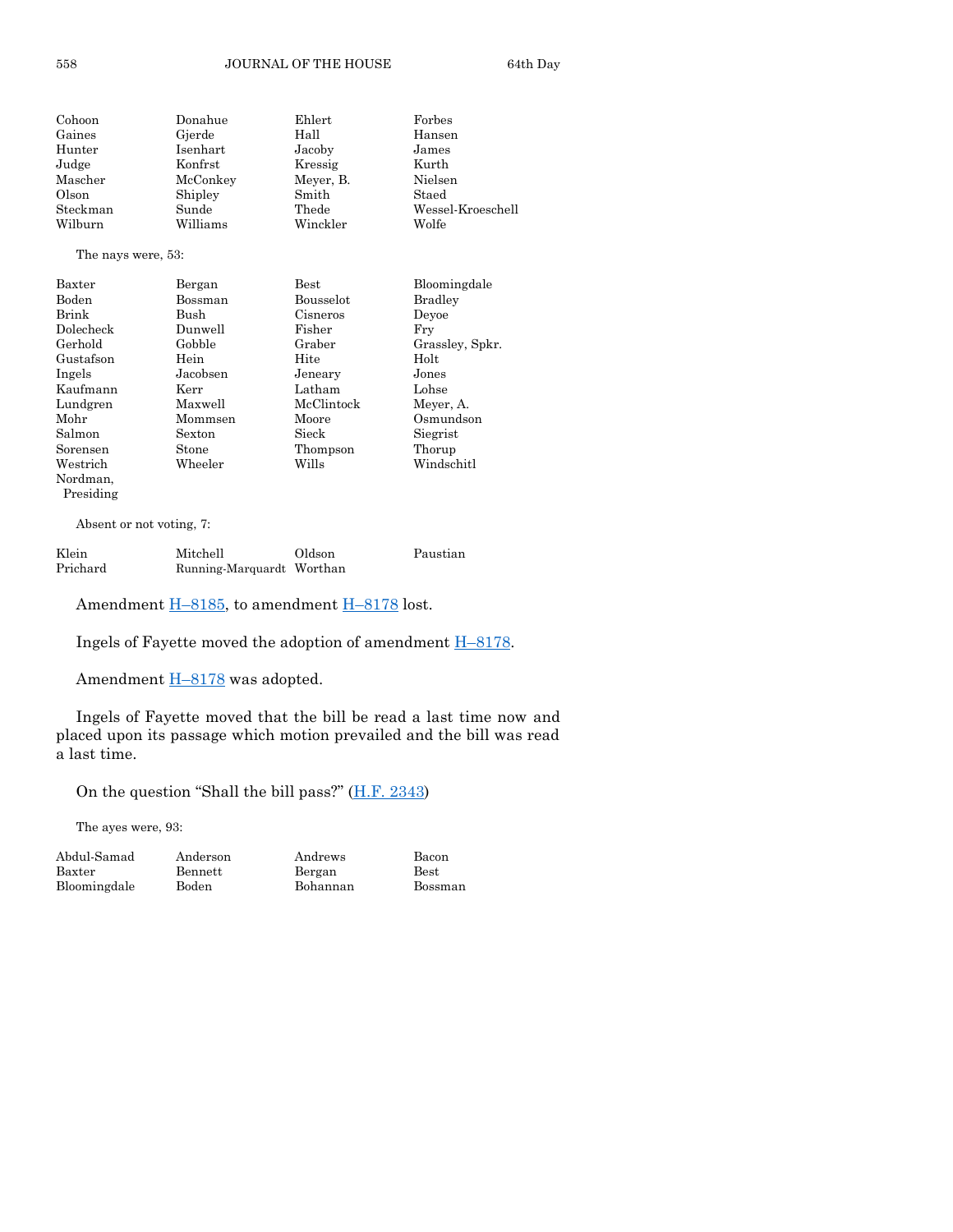| | | | |
|---|---|---|---|
| Cohoon | Donahue | Ehlert | Forbes |
| Gaines | Gjerde | Hall | Hansen |
| Hunter | Isenhart | Jacoby | James |
| Judge | Konfrst | Kressig | Kurth |
| Mascher | McConkey | Meyer, B. | Nielsen |
| Olson | Shipley | Smith | Staed |
| Steckman | Sunde | Thede | Wessel-Kroeschell |
| Wilburn | Williams | Winckler | Wolfe |

The nays were, 53:

| | | | |
|---|---|---|---|
| Baxter | Bergan | Best | Bloomingdale |
| Boden | Bossman | Bousselot | Bradley |
| Brink | Bush | Cisneros | Deyoe |
| Dolecheck | Dunwell | Fisher | Fry |
| Gerhold | Gobble | Graber | Grassley, Spkr. |
| Gustafson | Hein | Hite | Holt |
| Ingels | Jacobsen | Jeneary | Jones |
| Kaufmann | Kerr | Latham | Lohse |
| Lundgren | Maxwell | McClintock | Meyer, A. |
| Mohr | Mommsen | Moore | Osmundson |
| Salmon | Sexton | Sieck | Siegrist |
| Sorensen | Stone | Thompson | Thorup |
| Westrich | Wheeler | Wills | Windschitl |
| Nordman, Presiding | | | |

Absent or not voting, 7:

| | | | |
|---|---|---|---|
| Klein | Mitchell | Oldson | Paustian |
| Prichard | Running-Marquardt | Worthan | |

Amendment H–8185, to amendment H–8178 lost.

Ingels of Fayette moved the adoption of amendment H–8178.

Amendment H–8178 was adopted.

Ingels of Fayette moved that the bill be read a last time now and placed upon its passage which motion prevailed and the bill was read a last time.

On the question "Shall the bill pass?" (H.F. 2343)

The ayes were, 93:

| | | | |
|---|---|---|---|
| Abdul-Samad | Anderson | Andrews | Bacon |
| Baxter | Bennett | Bergan | Best |
| Bloomingdale | Boden | Bohannan | Bossman |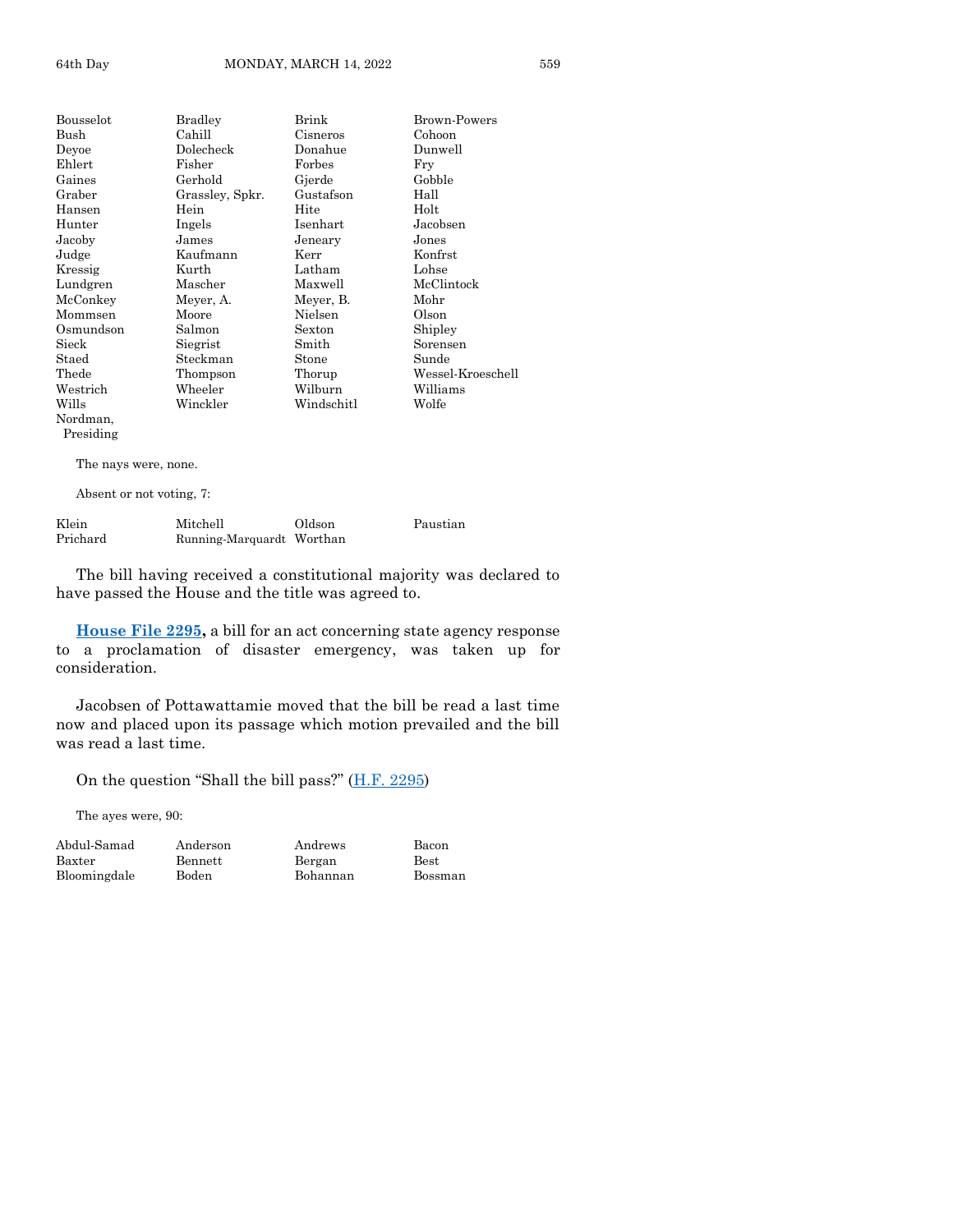| | | | |
|---|---|---|---|
| Bousselot | Bradley | Brink | Brown-Powers |
| Bush | Cahill | Cisneros | Cohoon |
| Deyoe | Dolecheck | Donahue | Dunwell |
| Ehlert | Fisher | Forbes | Fry |
| Gaines | Gerhold | Gjerde | Gobble |
| Graber | Grassley, Spkr. | Gustafson | Hall |
| Hansen | Hein | Hite | Holt |
| Hunter | Ingels | Isenhart | Jacobsen |
| Jacoby | James | Jeneary | Jones |
| Judge | Kaufmann | Kerr | Konfrst |
| Kressig | Kurth | Latham | Lohse |
| Lundgren | Mascher | Maxwell | McClintock |
| McConkey | Meyer, A. | Meyer, B. | Mohr |
| Mommsen | Moore | Nielsen | Olson |
| Osmundson | Salmon | Sexton | Shipley |
| Sieck | Siegrist | Smith | Sorensen |
| Staed | Steckman | Stone | Sunde |
| Thede | Thompson | Thorup | Wessel-Kroeschell |
| Westrich | Wheeler | Wilburn | Williams |
| Wills | Winckler | Windschitl | Wolfe |
| Nordman, Presiding | | | |

The nays were, none.

Absent or not voting, 7:

| | | | |
|---|---|---|---|
| Klein | Mitchell | Oldson | Paustian |
| Prichard | Running-Marquardt | Worthan | |

The bill having received a constitutional majority was declared to have passed the House and the title was agreed to.

**House File 2295,** a bill for an act concerning state agency response to a proclamation of disaster emergency, was taken up for consideration.

Jacobsen of Pottawattamie moved that the bill be read a last time now and placed upon its passage which motion prevailed and the bill was read a last time.

On the question "Shall the bill pass?" (H.F. 2295)

The ayes were, 90:

| | | | |
|---|---|---|---|
| Abdul-Samad | Anderson | Andrews | Bacon |
| Baxter | Bennett | Bergan | Best |
| Bloomingdale | Boden | Bohannan | Bossman |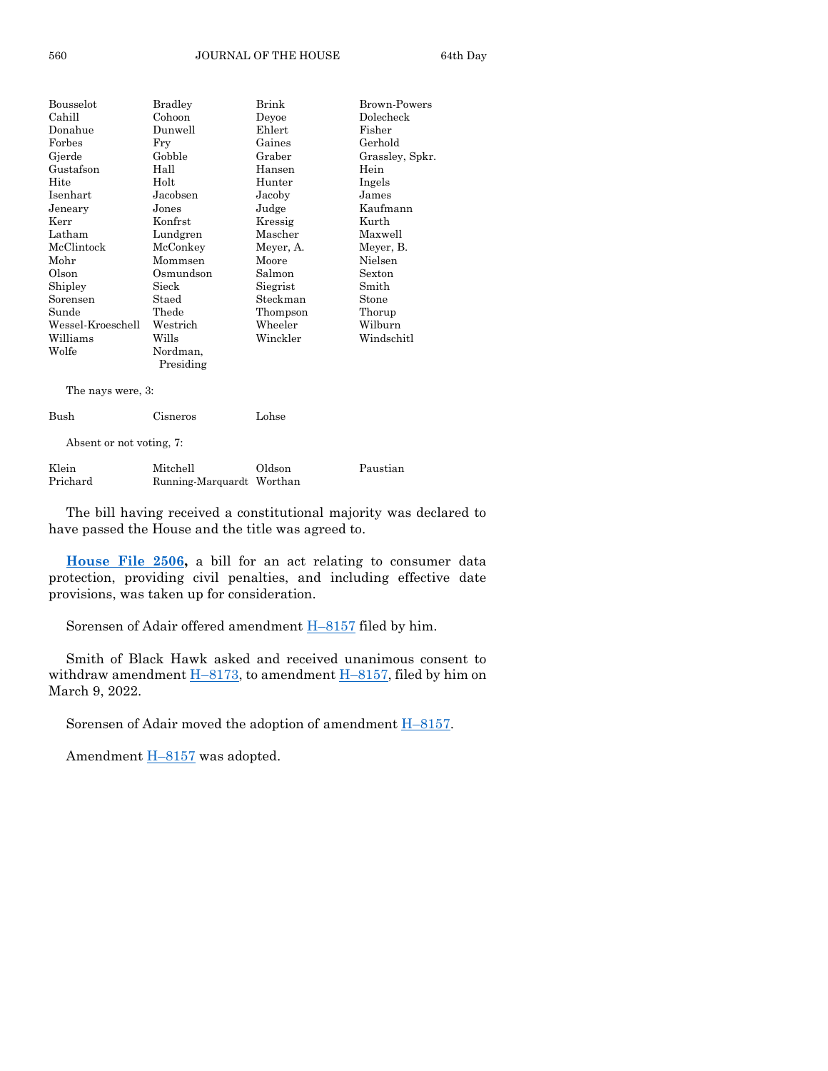| | | | |
|---|---|---|---|
| Bousselot | Bradley | Brink | Brown-Powers |
| Cahill | Cohoon | Deyoe | Dolecheck |
| Donahue | Dunwell | Ehlert | Fisher |
| Forbes | Fry | Gaines | Gerhold |
| Gjerde | Gobble | Graber | Grassley, Spkr. |
| Gustafson | Hall | Hansen | Hein |
| Hite | Holt | Hunter | Ingels |
| Isenhart | Jacobsen | Jacoby | James |
| Jeneary | Jones | Judge | Kaufmann |
| Kerr | Konfrst | Kressig | Kurth |
| Latham | Lundgren | Mascher | Maxwell |
| McClintock | McConkey | Meyer, A. | Meyer, B. |
| Mohr | Mommsen | Moore | Nielsen |
| Olson | Osmundson | Salmon | Sexton |
| Shipley | Sieck | Siegrist | Smith |
| Sorensen | Staed | Steckman | Stone |
| Sunde | Thede | Thompson | Thorup |
| Wessel-Kroeschell | Westrich | Wheeler | Wilburn |
| Williams | Wills | Winckler | Windschitl |
| Wolfe | Nordman, Presiding | | |

The nays were, 3:

| | | |
|---|---|---|
| Bush | Cisneros | Lohse |

Absent or not voting, 7:

| | | | |
|---|---|---|---|
| Klein | Mitchell | Oldson | Paustian |
| Prichard | Running-Marquardt | Worthan | |

The bill having received a constitutional majority was declared to have passed the House and the title was agreed to.

**House File 2506,** a bill for an act relating to consumer data protection, providing civil penalties, and including effective date provisions, was taken up for consideration.

Sorensen of Adair offered amendment H–8157 filed by him.

Smith of Black Hawk asked and received unanimous consent to withdraw amendment H–8173, to amendment H–8157, filed by him on March 9, 2022.

Sorensen of Adair moved the adoption of amendment H–8157.

Amendment H–8157 was adopted.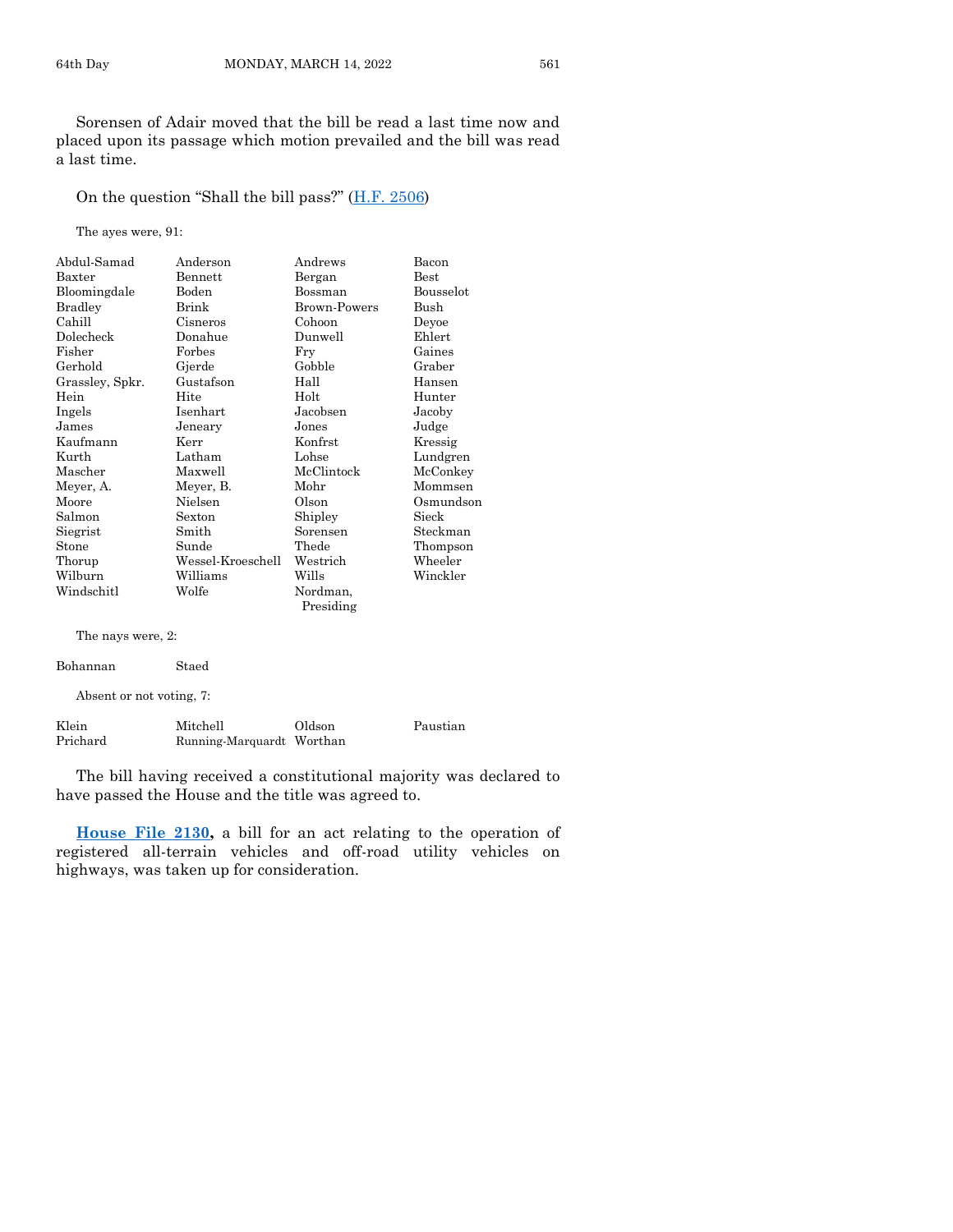Sorensen of Adair moved that the bill be read a last time now and placed upon its passage which motion prevailed and the bill was read a last time.

On the question "Shall the bill pass?" (H.F. 2506)

The ayes were, 91:

| | | | |
|---|---|---|---|
| Abdul-Samad | Anderson | Andrews | Bacon |
| Baxter | Bennett | Bergan | Best |
| Bloomingdale | Boden | Bossman | Bousselot |
| Bradley | Brink | Brown-Powers | Bush |
| Cahill | Cisneros | Cohoon | Deyoe |
| Dolecheck | Donahue | Dunwell | Ehlert |
| Fisher | Forbes | Fry | Gaines |
| Gerhold | Gjerde | Gobble | Graber |
| Grassley, Spkr. | Gustafson | Hall | Hansen |
| Hein | Hite | Holt | Hunter |
| Ingels | Isenhart | Jacobsen | Jacoby |
| James | Jeneary | Jones | Judge |
| Kaufmann | Kerr | Konfrst | Kressig |
| Kurth | Latham | Lohse | Lundgren |
| Mascher | Maxwell | McClintock | McConkey |
| Meyer, A. | Meyer, B. | Mohr | Mommsen |
| Moore | Nielsen | Olson | Osmundson |
| Salmon | Sexton | Shipley | Sieck |
| Siegrist | Smith | Sorensen | Steckman |
| Stone | Sunde | Thede | Thompson |
| Thorup | Wessel-Kroeschell | Westrich | Wheeler |
| Wilburn | Williams | Wills | Winckler |
| Windschitl | Wolfe | Nordman, Presiding | |

The nays were, 2:

| | |
|---|---|
| Bohannan | Staed |

Absent or not voting, 7:

| | | | |
|---|---|---|---|
| Klein | Mitchell | Oldson | Paustian |
| Prichard | Running-Marquardt | Worthan | |

The bill having received a constitutional majority was declared to have passed the House and the title was agreed to.

**House File 2130,** a bill for an act relating to the operation of registered all-terrain vehicles and off-road utility vehicles on highways, was taken up for consideration.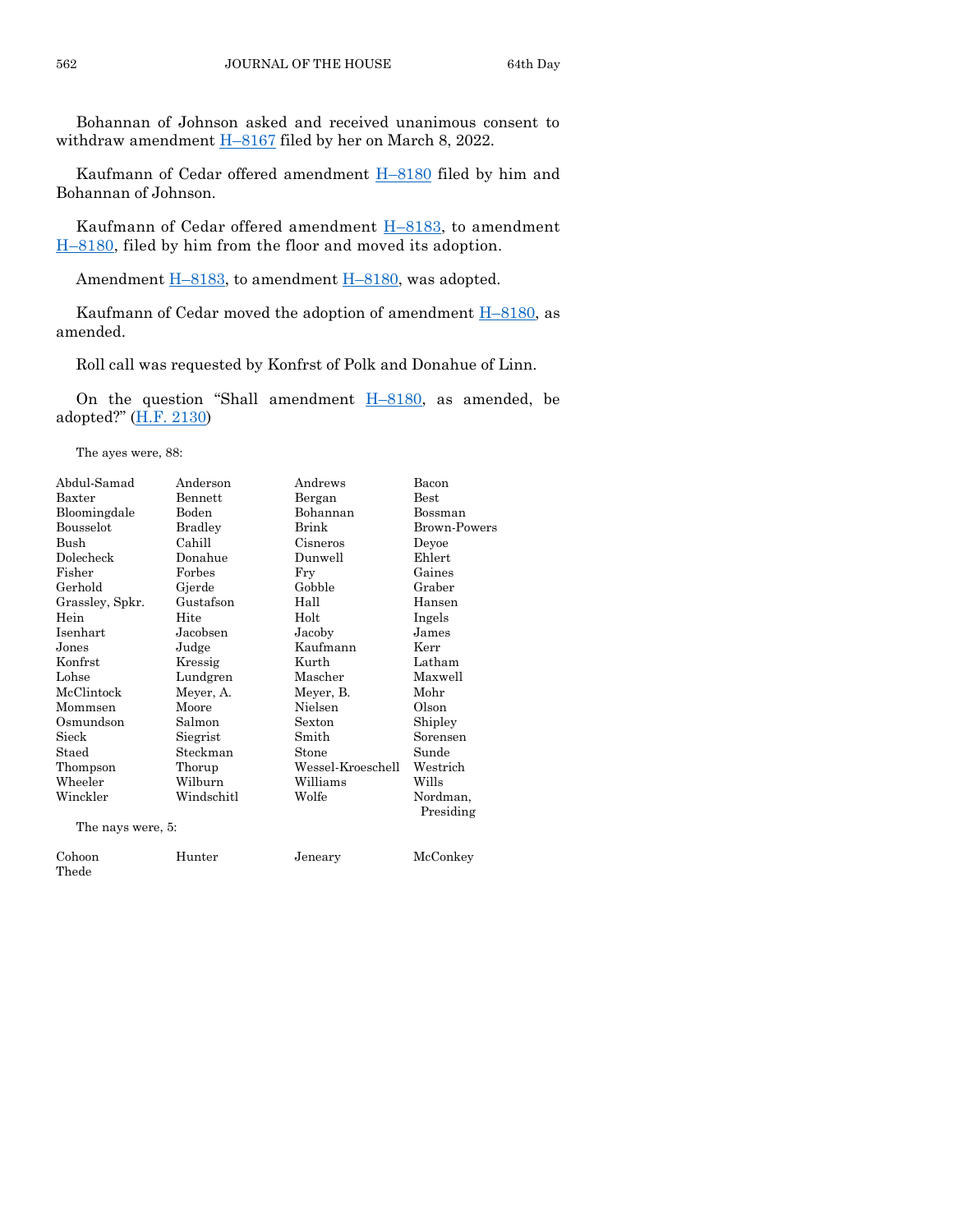Bohannan of Johnson asked and received unanimous consent to withdraw amendment H–8167 filed by her on March 8, 2022.

Kaufmann of Cedar offered amendment H–8180 filed by him and Bohannan of Johnson.

Kaufmann of Cedar offered amendment H–8183, to amendment H–8180, filed by him from the floor and moved its adoption.

Amendment H–8183, to amendment H–8180, was adopted.

Kaufmann of Cedar moved the adoption of amendment H–8180, as amended.

Roll call was requested by Konfrst of Polk and Donahue of Linn.

On the question "Shall amendment H–8180, as amended, be adopted?" (H.F. 2130)

The ayes were, 88:

| | | | |
|---|---|---|---|
| Abdul-Samad | Anderson | Andrews | Bacon |
| Baxter | Bennett | Bergan | Best |
| Bloomingdale | Boden | Bohannan | Bossman |
| Bousselot | Bradley | Brink | Brown-Powers |
| Bush | Cahill | Cisneros | Deyoe |
| Dolecheck | Donahue | Dunwell | Ehlert |
| Fisher | Forbes | Fry | Gaines |
| Gerhold | Gjerde | Gobble | Graber |
| Grassley, Spkr. | Gustafson | Hall | Hansen |
| Hein | Hite | Holt | Ingels |
| Isenhart | Jacobsen | Jacoby | James |
| Jones | Judge | Kaufmann | Kerr |
| Konfrst | Kressig | Kurth | Latham |
| Lohse | Lundgren | Mascher | Maxwell |
| McClintock | Meyer, A. | Meyer, B. | Mohr |
| Mommsen | Moore | Nielsen | Olson |
| Osmundson | Salmon | Sexton | Shipley |
| Sieck | Siegrist | Smith | Sorensen |
| Staed | Steckman | Stone | Sunde |
| Thompson | Thorup | Wessel-Kroeschell | Westrich |
| Wheeler | Wilburn | Williams | Wills |
| Winckler | Windschitl | Wolfe | Nordman, Presiding |

The nays were, 5:

| | | | |
|---|---|---|---|
| Cohoon | Hunter | Jeneary | McConkey |
| Thede | | | |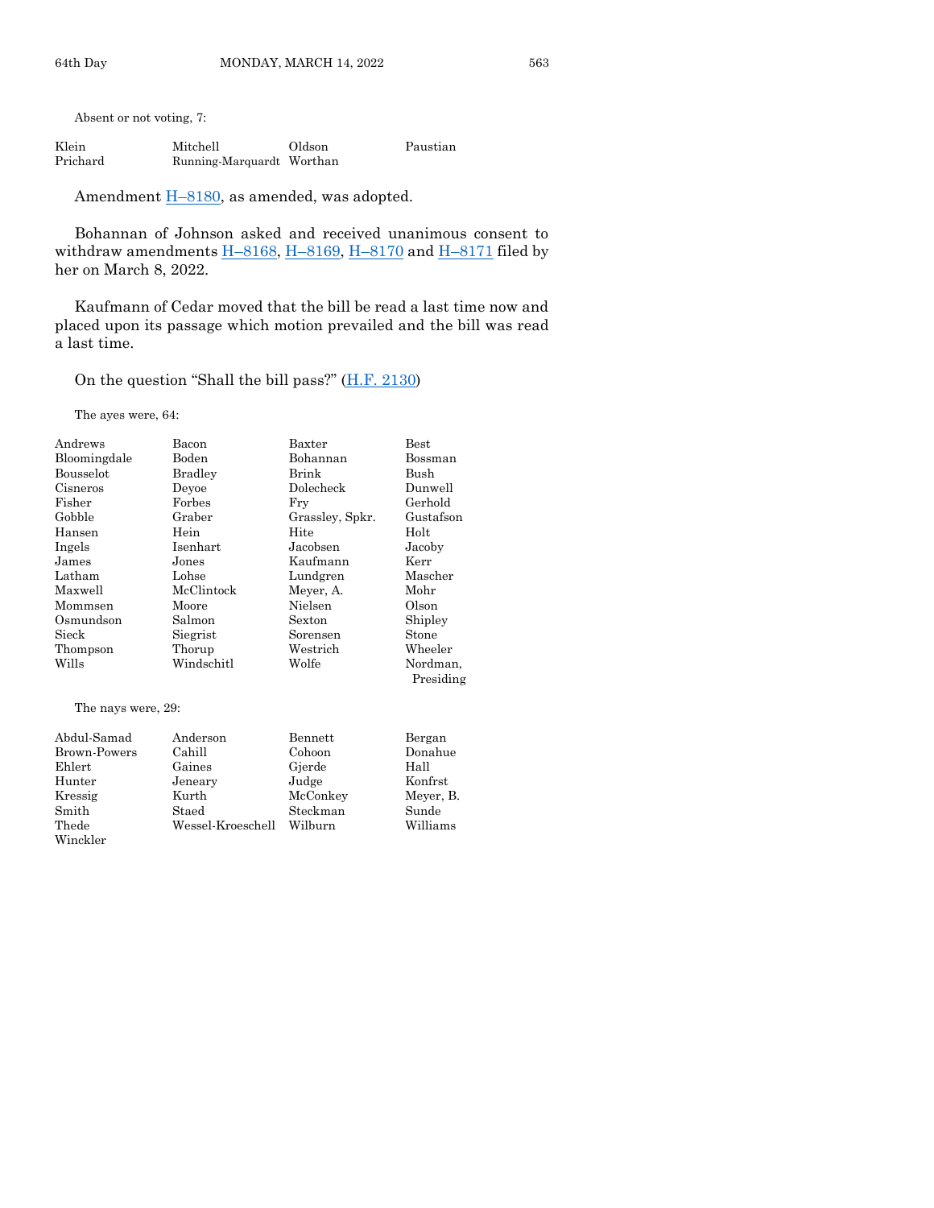Absent or not voting, 7:

| | | | |
|---|---|---|---|
| Klein | Mitchell | Oldson | Paustian |
| Prichard | Running-Marquardt | Worthan | |

Amendment H–8180, as amended, was adopted.

Bohannan of Johnson asked and received unanimous consent to withdraw amendments H–8168, H–8169, H–8170 and H–8171 filed by her on March 8, 2022.

Kaufmann of Cedar moved that the bill be read a last time now and placed upon its passage which motion prevailed and the bill was read a last time.

On the question "Shall the bill pass?" (H.F. 2130)

The ayes were, 64:

| | | | |
|---|---|---|---|
| Andrews | Bacon | Baxter | Best |
| Bloomingdale | Boden | Bohannan | Bossman |
| Bousselot | Bradley | Brink | Bush |
| Cisneros | Deyoe | Dolecheck | Dunwell |
| Fisher | Forbes | Fry | Gerhold |
| Gobble | Graber | Grassley, Spkr. | Gustafson |
| Hansen | Hein | Hite | Holt |
| Ingels | Isenhart | Jacobsen | Jacoby |
| James | Jones | Kaufmann | Kerr |
| Latham | Lohse | Lundgren | Mascher |
| Maxwell | McClintock | Meyer, A. | Mohr |
| Mommsen | Moore | Nielsen | Olson |
| Osmundson | Salmon | Sexton | Shipley |
| Sieck | Siegrist | Sorensen | Stone |
| Thompson | Thorup | Westrich | Wheeler |
| Wills | Windschitl | Wolfe | Nordman, Presiding |

The nays were, 29:

| | | | |
|---|---|---|---|
| Abdul-Samad | Anderson | Bennett | Bergan |
| Brown-Powers | Cahill | Cohoon | Donahue |
| Ehlert | Gaines | Gjerde | Hall |
| Hunter | Jeneary | Judge | Konfrst |
| Kressig | Kurth | McConkey | Meyer, B. |
| Smith | Staed | Steckman | Sunde |
| Thede | Wessel-Kroeschell | Wilburn | Williams |
| Winckler | | | |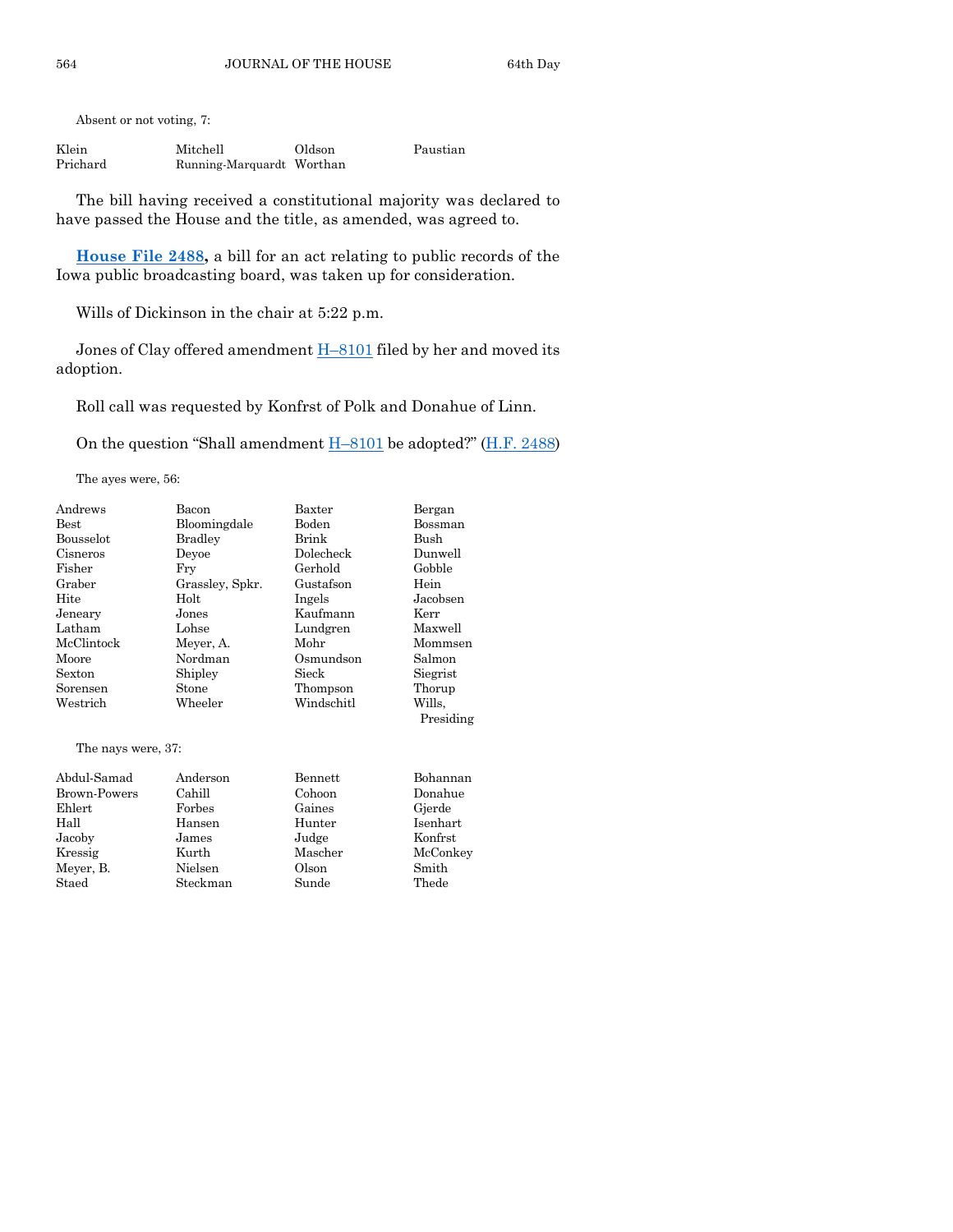Absent or not voting, 7:

| | | | |
|---|---|---|---|
| Klein | Mitchell | Oldson | Paustian |
| Prichard | Running-Marquardt | Worthan | |

The bill having received a constitutional majority was declared to have passed the House and the title, as amended, was agreed to.

**House File 2488,** a bill for an act relating to public records of the Iowa public broadcasting board, was taken up for consideration.

Wills of Dickinson in the chair at 5:22 p.m.

Jones of Clay offered amendment H–8101 filed by her and moved its adoption.

Roll call was requested by Konfrst of Polk and Donahue of Linn.

On the question "Shall amendment H–8101 be adopted?" (H.F. 2488)

The ayes were, 56:

| | | | |
|---|---|---|---|
| Andrews | Bacon | Baxter | Bergan |
| Best | Bloomingdale | Boden | Bossman |
| Bousselot | Bradley | Brink | Bush |
| Cisneros | Deyoe | Dolecheck | Dunwell |
| Fisher | Fry | Gerhold | Gobble |
| Graber | Grassley, Spkr. | Gustafson | Hein |
| Hite | Holt | Ingels | Jacobsen |
| Jeneary | Jones | Kaufmann | Kerr |
| Latham | Lohse | Lundgren | Maxwell |
| McClintock | Meyer, A. | Mohr | Mommsen |
| Moore | Nordman | Osmundson | Salmon |
| Sexton | Shipley | Sieck | Siegrist |
| Sorensen | Stone | Thompson | Thorup |
| Westrich | Wheeler | Windschitl | Wills, Presiding |

The nays were, 37:

| | | | |
|---|---|---|---|
| Abdul-Samad | Anderson | Bennett | Bohannan |
| Brown-Powers | Cahill | Cohoon | Donahue |
| Ehlert | Forbes | Gaines | Gjerde |
| Hall | Hansen | Hunter | Isenhart |
| Jacoby | James | Judge | Konfrst |
| Kressig | Kurth | Mascher | McConkey |
| Meyer, B. | Nielsen | Olson | Smith |
| Staed | Steckman | Sunde | Thede |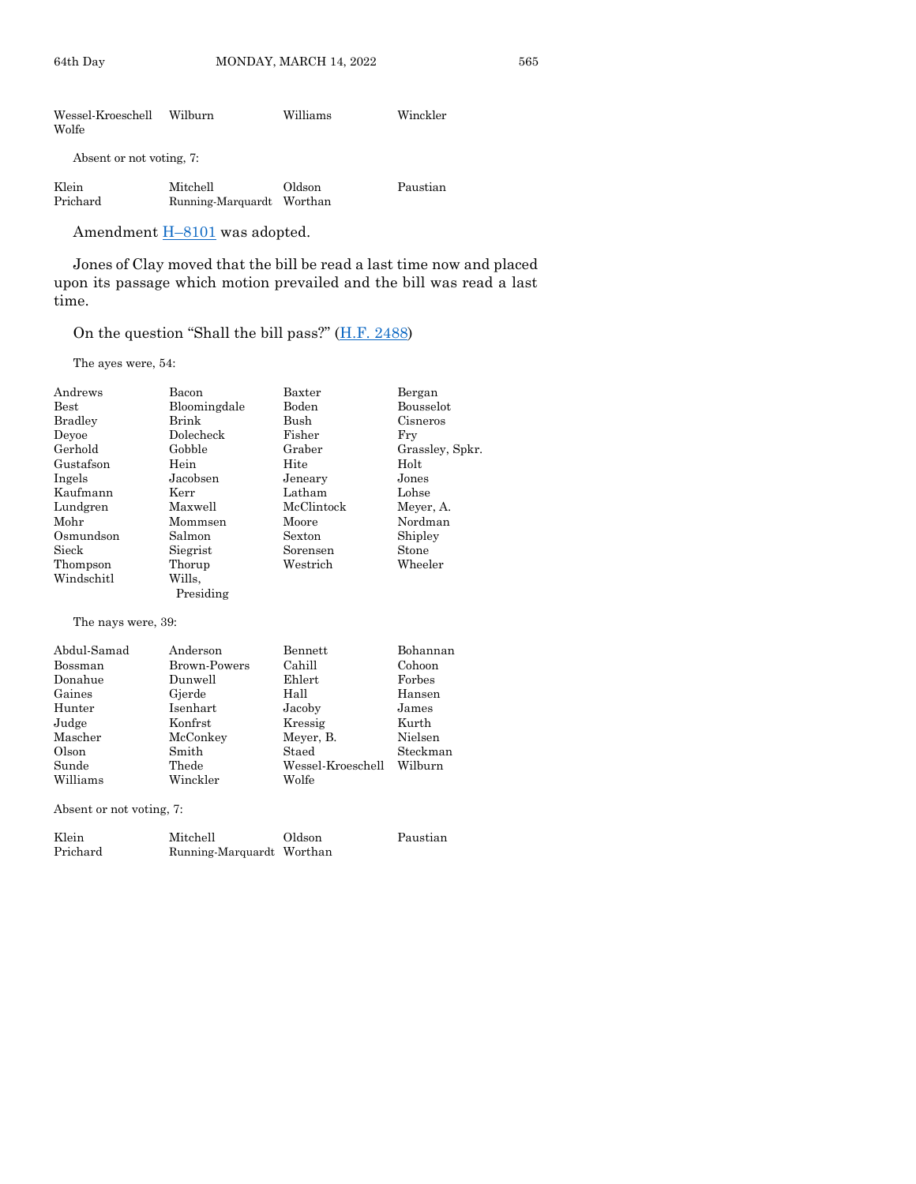| | | | |
|---|---|---|---|
| Wessel-Kroeschell | Wilburn | Williams | Winckler |
| Wolfe | | | |

Absent or not voting, 7:

| | | | |
|---|---|---|---|
| Klein | Mitchell | Oldson | Paustian |
| Prichard | Running-Marquardt | Worthan | |

Amendment H–8101 was adopted.

Jones of Clay moved that the bill be read a last time now and placed upon its passage which motion prevailed and the bill was read a last time.

On the question "Shall the bill pass?" (H.F. 2488)

The ayes were, 54:

| | | | |
|---|---|---|---|
| Andrews | Bacon | Baxter | Bergan |
| Best | Bloomingdale | Boden | Bousselot |
| Bradley | Brink | Bush | Cisneros |
| Deyoe | Dolecheck | Fisher | Fry |
| Gerhold | Gobble | Graber | Grassley, Spkr. |
| Gustafson | Hein | Hite | Holt |
| Ingels | Jacobsen | Jeneary | Jones |
| Kaufmann | Kerr | Latham | Lohse |
| Lundgren | Maxwell | McClintock | Meyer, A. |
| Mohr | Mommsen | Moore | Nordman |
| Osmundson | Salmon | Sexton | Shipley |
| Sieck | Siegrist | Sorensen | Stone |
| Thompson | Thorup | Westrich | Wheeler |
| Windschitl | Wills, Presiding | | |

The nays were, 39:

| | | | |
|---|---|---|---|
| Abdul-Samad | Anderson | Bennett | Bohannan |
| Bossman | Brown-Powers | Cahill | Cohoon |
| Donahue | Dunwell | Ehlert | Forbes |
| Gaines | Gjerde | Hall | Hansen |
| Hunter | Isenhart | Jacoby | James |
| Judge | Konfrst | Kressig | Kurth |
| Mascher | McConkey | Meyer, B. | Nielsen |
| Olson | Smith | Staed | Steckman |
| Sunde | Thede | Wessel-Kroeschell | Wilburn |
| Williams | Winckler | Wolfe | |

Absent or not voting, 7:

| | | | |
|---|---|---|---|
| Klein | Mitchell | Oldson | Paustian |
| Prichard | Running-Marquardt | Worthan | |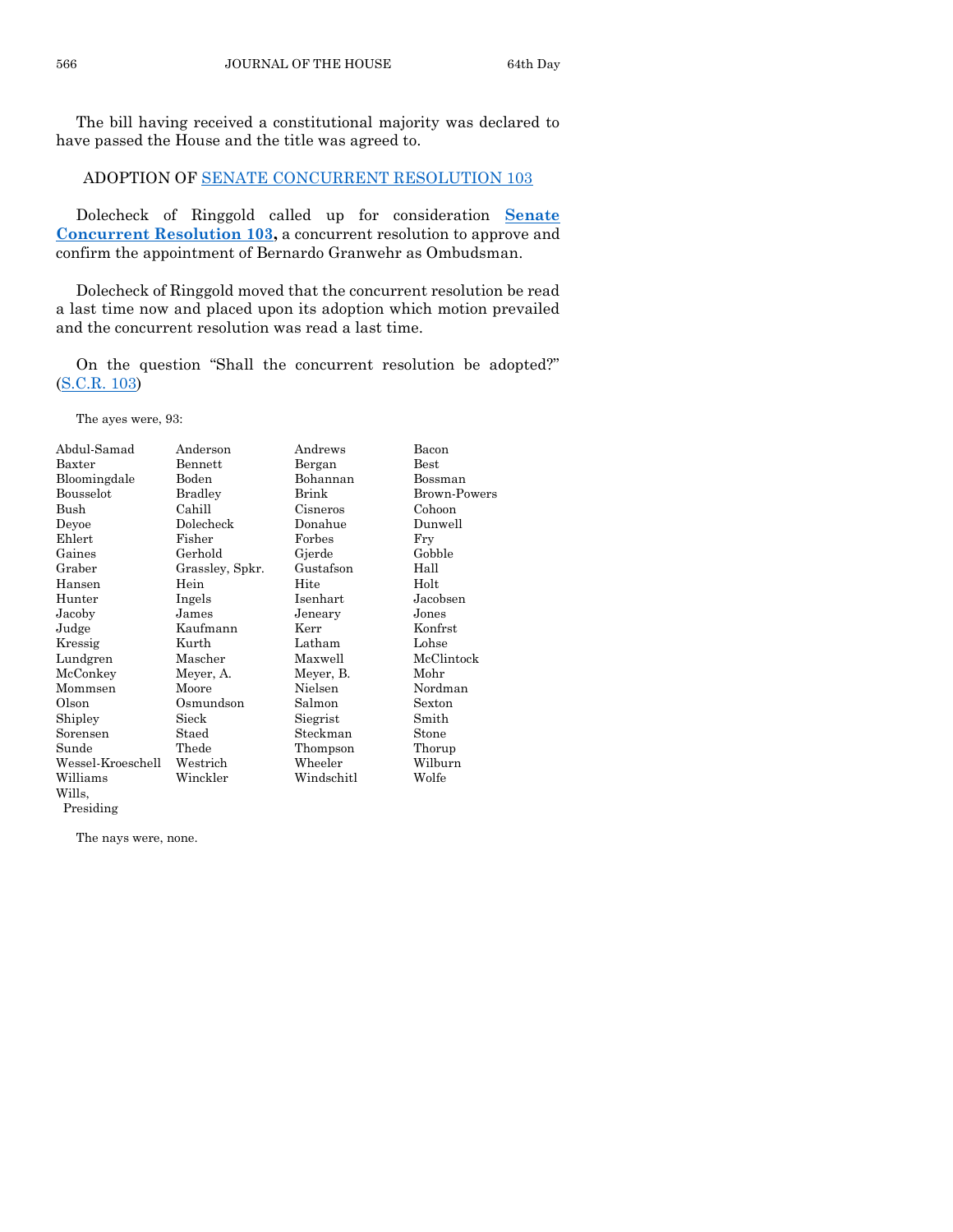The bill having received a constitutional majority was declared to have passed the House and the title was agreed to.

## ADOPTION OF SENATE CONCURRENT RESOLUTION 103

Dolecheck of Ringgold called up for consideration **Senate Concurrent Resolution 103,** a concurrent resolution to approve and confirm the appointment of Bernardo Granwehr as Ombudsman.

Dolecheck of Ringgold moved that the concurrent resolution be read a last time now and placed upon its adoption which motion prevailed and the concurrent resolution was read a last time.

On the question "Shall the concurrent resolution be adopted?" (S.C.R. 103)

The ayes were, 93:

| | | | |
|---|---|---|---|
| Abdul-Samad | Anderson | Andrews | Bacon |
| Baxter | Bennett | Bergan | Best |
| Bloomingdale | Boden | Bohannan | Bossman |
| Bousselot | Bradley | Brink | Brown-Powers |
| Bush | Cahill | Cisneros | Cohoon |
| Deyoe | Dolecheck | Donahue | Dunwell |
| Ehlert | Fisher | Forbes | Fry |
| Gaines | Gerhold | Gjerde | Gobble |
| Graber | Grassley, Spkr. | Gustafson | Hall |
| Hansen | Hein | Hite | Holt |
| Hunter | Ingels | Isenhart | Jacobsen |
| Jacoby | James | Jeneary | Jones |
| Judge | Kaufmann | Kerr | Konfrst |
| Kressig | Kurth | Latham | Lohse |
| Lundgren | Mascher | Maxwell | McClintock |
| McConkey | Meyer, A. | Meyer, B. | Mohr |
| Mommsen | Moore | Nielsen | Nordman |
| Olson | Osmundson | Salmon | Sexton |
| Shipley | Sieck | Siegrist | Smith |
| Sorensen | Staed | Steckman | Stone |
| Sunde | Thede | Thompson | Thorup |
| Wessel-Kroeschell | Westrich | Wheeler | Wilburn |
| Williams | Winckler | Windschitl | Wolfe |
| Wills, Presiding | | | |

The nays were, none.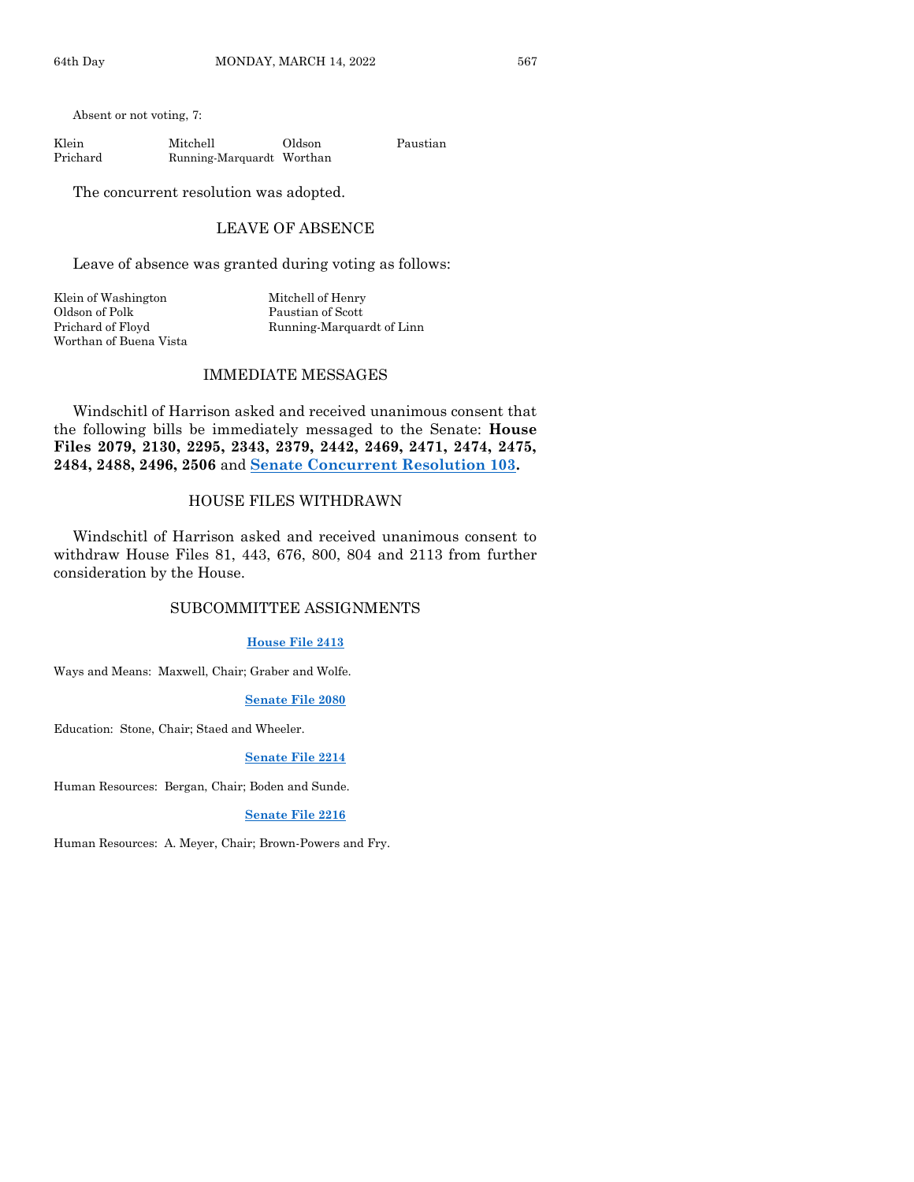Absent or not voting, 7:

| | | | |
|---|---|---|---|
| Klein | Mitchell | Oldson | Paustian |
| Prichard | Running-Marquardt | Worthan | |

The concurrent resolution was adopted.

## LEAVE OF ABSENCE

Leave of absence was granted during voting as follows:

| | |
|---|---|
| Klein of Washington | Mitchell of Henry |
| Oldson of Polk | Paustian of Scott |
| Prichard of Floyd | Running-Marquardt of Linn |
| Worthan of Buena Vista | |

## IMMEDIATE MESSAGES

Windschitl of Harrison asked and received unanimous consent that the following bills be immediately messaged to the Senate: **House Files 2079, 2130, 2295, 2343, 2379, 2442, 2469, 2471, 2474, 2475, 2484, 2488, 2496, 2506** and **Senate Concurrent Resolution 103.**

## HOUSE FILES WITHDRAWN

Windschitl of Harrison asked and received unanimous consent to withdraw House Files 81, 443, 676, 800, 804 and 2113 from further consideration by the House.

## SUBCOMMITTEE ASSIGNMENTS

**House File 2413**

Ways and Means: Maxwell, Chair; Graber and Wolfe.

**Senate File 2080**

Education: Stone, Chair; Staed and Wheeler.

**Senate File 2214**

Human Resources: Bergan, Chair; Boden and Sunde.

**Senate File 2216**

Human Resources: A. Meyer, Chair; Brown-Powers and Fry.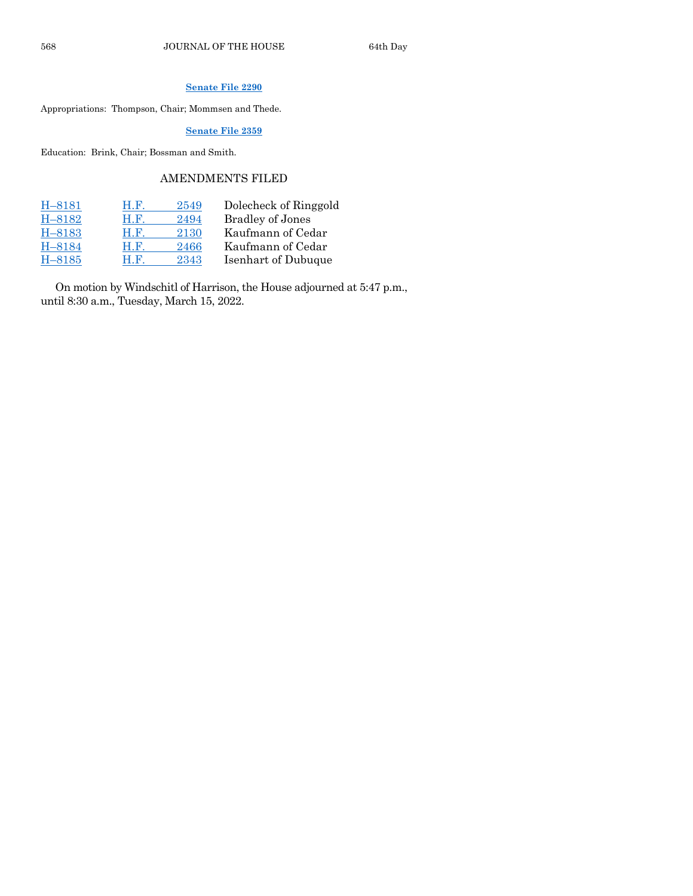**Senate File 2290**

Appropriations: Thompson, Chair; Mommsen and Thede.

**Senate File 2359**

Education: Brink, Chair; Bossman and Smith.

## AMENDMENTS FILED

| | | |
|---|---|---|
| H–8181 | H.F. 2549 | Dolecheck of Ringgold |
| H–8182 | H.F. 2494 | Bradley of Jones |
| H–8183 | H.F. 2130 | Kaufmann of Cedar |
| H–8184 | H.F. 2466 | Kaufmann of Cedar |
| H–8185 | H.F. 2343 | Isenhart of Dubuque |

On motion by Windschitl of Harrison, the House adjourned at 5:47 p.m., until 8:30 a.m., Tuesday, March 15, 2022.